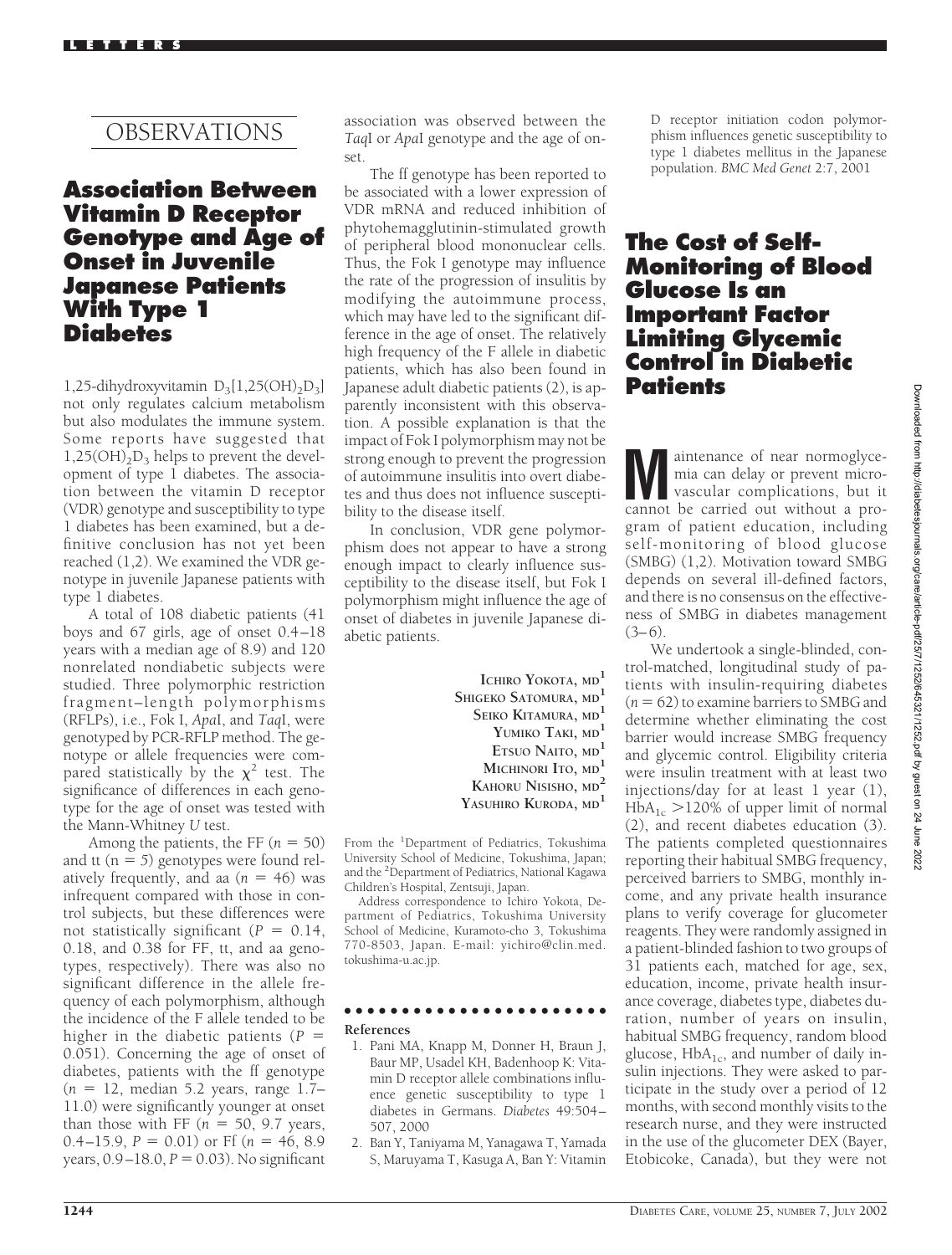## OBSERVATIONS

# Association Between Vitamin D Receptor Genotype and Age of Onset in Juvenile Japanese Patients With Type 1 Diabetes

1,25-dihydroxyvitamin $D_3$[$1,25(OH)_2D_3$] not only regulates calcium metabolism but also modulates the immune system. Some reports have suggested that $1,25(OH)_2D_3$ helps to prevent the development of type 1 diabetes. The association between the vitamin D receptor (VDR) genotype and susceptibility to type 1 diabetes has been examined, but a definitive conclusion has not yet been reached (1,2). We examined the VDR genotype in juvenile Japanese patients with type 1 diabetes.

A total of 108 diabetic patients (41 boys and 67 girls, age of onset 0.4–18 years with a median age of 8.9) and 120 nonrelated nondiabetic subjects were studied. Three polymorphic restriction fragment–length polymorphisms (RFLPs), i.e., Fok I, *Apa*I, and *Taq*I, were genotyped by PCR-RFLP method. The genotype or allele frequencies were compared statistically by the $\chi^2$ test. The significance of differences in each genotype for the age of onset was tested with the Mann-Whitney *U* test.

Among the patients, the FF ($n = 50$) and tt ($n = 5$) genotypes were found relatively frequently, and aa ($n = 46$) was infrequent compared with those in control subjects, but these differences were not statistically significant ($P = 0.14$, 0.18, and 0.38 for FF, tt, and aa genotypes, respectively). There was also no significant difference in the allele frequency of each polymorphism, although the incidence of the F allele tended to be higher in the diabetic patients ($P = 0.051$). Concerning the age of onset of diabetes, patients with the ff genotype ($n = 12$, median 5.2 years, range 1.7–11.0) were significantly younger at onset than those with FF ($n = 50$, 9.7 years, 0.4–15.9, $P = 0.01$) or Ff ($n = 46$, 8.9 years, 0.9–18.0, $P = 0.03$). No significant association was observed between the *Taq*I or *Apa*I genotype and the age of onset.

The ff genotype has been reported to be associated with a lower expression of VDR mRNA and reduced inhibition of phytohemagglutinin-stimulated growth of peripheral blood mononuclear cells. Thus, the Fok I genotype may influence the rate of the progression of insulitis by modifying the autoimmune process, which may have led to the significant difference in the age of onset. The relatively high frequency of the F allele in diabetic patients, which has also been found in Japanese adult diabetic patients (2), is apparently inconsistent with this observation. A possible explanation is that the impact of Fok I polymorphism may not be strong enough to prevent the progression of autoimmune insulitis into overt diabetes and thus does not influence susceptibility to the disease itself.

In conclusion, VDR gene polymorphism does not appear to have a strong enough impact to clearly influence susceptibility to the disease itself, but Fok I polymorphism might influence the age of onset of diabetes in juvenile Japanese diabetic patients.

Ichiro Yokota, md[1]
Shigeko Satomura, md[1]
Seiko Kitamura, md[1]
Yumiko Taki, md[1]
Etsuo Naito, md[1]
Michinori Ito, md[1]
Kahoru Nisisho, md[2]
Yasuhiro Kuroda, md[1]

From the [1]Department of Pediatrics, Tokushima University School of Medicine, Tokushima, Japan; and the [2]Department of Pediatrics, National Kagawa Children's Hospital, Zentsuji, Japan.

Address correspondence to Ichiro Yokota, Department of Pediatrics, Tokushima University School of Medicine, Kuramoto-cho 3, Tokushima 770-8503, Japan. E-mail: yichiro@clin.med.tokushima-u.ac.jp.

### References

1. Pani MA, Knapp M, Donner H, Braun J, Baur MP, Usadel KH, Badenhoop K: Vitamin D receptor allele combinations influence genetic susceptibility to type 1 diabetes in Germans. *Diabetes* 49:504–507, 2000
2. Ban Y, Taniyama M, Yanagawa T, Yamada S, Maruyama T, Kasuga A, Ban Y: Vitamin D receptor initiation codon polymorphism influences genetic susceptibility to type 1 diabetes mellitus in the Japanese population. *BMC Med Genet* 2:7, 2001

# The Cost of Self-Monitoring of Blood Glucose Is an Important Factor Limiting Glycemic Control in Diabetic Patients

Maintenance of near normoglycemia can delay or prevent microvascular complications, but it cannot be carried out without a program of patient education, including self-monitoring of blood glucose (SMBG) (1,2). Motivation toward SMBG depends on several ill-defined factors, and there is no consensus on the effectiveness of SMBG in diabetes management (3–6).

We undertook a single-blinded, control-matched, longitudinal study of patients with insulin-requiring diabetes ($n = 62$) to examine barriers to SMBG and determine whether eliminating the cost barrier would increase SMBG frequency and glycemic control. Eligibility criteria were insulin treatment with at least two injections/day for at least 1 year (1), $HbA_{1c}$ >120% of upper limit of normal (2), and recent diabetes education (3). The patients completed questionnaires reporting their habitual SMBG frequency, perceived barriers to SMBG, monthly income, and any private health insurance plans to verify coverage for glucometer reagents. They were randomly assigned in a patient-blinded fashion to two groups of 31 patients each, matched for age, sex, education, income, private health insurance coverage, diabetes type, diabetes duration, number of years on insulin, habitual SMBG frequency, random blood glucose, $HbA_{1c}$, and number of daily insulin injections. They were asked to participate in the study over a period of 12 months, with second monthly visits to the research nurse, and they were instructed in the use of the glucometer DEX (Bayer, Etobicoke, Canada), but they were not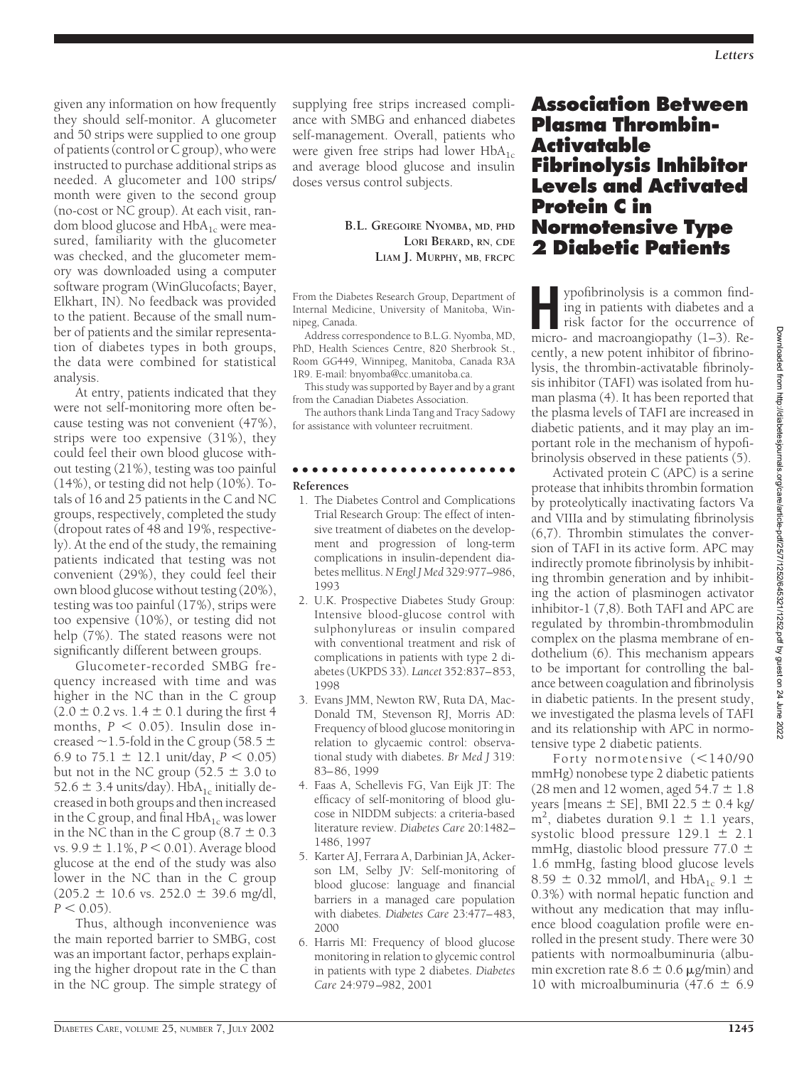given any information on how frequently they should self-monitor. A glucometer and 50 strips were supplied to one group of patients (control or C group), who were instructed to purchase additional strips as needed. A glucometer and 100 strips/month were given to the second group (no-cost or NC group). At each visit, random blood glucose and $HbA_{1c}$ were measured, familiarity with the glucometer was checked, and the glucometer memory was downloaded using a computer software program (WinGlucofacts; Bayer, Elkhart, IN). No feedback was provided to the patient. Because of the small number of patients and the similar representation of diabetes types in both groups, the data were combined for statistical analysis.

At entry, patients indicated that they were not self-monitoring more often because testing was not convenient (47%), strips were too expensive (31%), they could feel their own blood glucose without testing (21%), testing was too painful (14%), or testing did not help (10%). Totals of 16 and 25 patients in the C and NC groups, respectively, completed the study (dropout rates of 48 and 19%, respectively). At the end of the study, the remaining patients indicated that testing was not convenient (29%), they could feel their own blood glucose without testing (20%), testing was too painful (17%), strips were too expensive (10%), or testing did not help (7%). The stated reasons were not significantly different between groups.

Glucometer-recorded SMBG frequency increased with time and was higher in the NC than in the C group ($2.0 \pm 0.2$ vs. $1.4 \pm 0.1$ during the first 4 months, $P < 0.05$). Insulin dose increased ~1.5-fold in the C group ($58.5 \pm 6.9$ to $75.1 \pm 12.1$ unit/day, $P < 0.05$) but not in the NC group ($52.5 \pm 3.0$ to $52.6 \pm 3.4$ units/day). $HbA_{1c}$ initially decreased in both groups and then increased in the C group, and final $HbA_{1c}$ was lower in the NC than in the C group ($8.7 \pm 0.3$ vs. $9.9 \pm 1.1\%$, $P < 0.01$). Average blood glucose at the end of the study was also lower in the NC than in the C group ($205.2 \pm 10.6$ vs. $252.0 \pm 39.6$ mg/dl, $P < 0.05$).

Thus, although inconvenience was the main reported barrier to SMBG, cost was an important factor, perhaps explaining the higher dropout rate in the C than in the NC group. The simple strategy of supplying free strips increased compliance with SMBG and enhanced diabetes self-management. Overall, patients who were given free strips had lower $HbA_{1c}$ and average blood glucose and insulin doses versus control subjects.

**B.L. GREGOIRE NYOMBA, MD, PHD**
**LORI BERARD, RN, CDE**
**LIAM J. MURPHY, MB, FRCPC**

From the Diabetes Research Group, Department of Internal Medicine, University of Manitoba, Winnipeg, Canada.

Address correspondence to B.L.G. Nyomba, MD, PhD, Health Sciences Centre, 820 Sherbrook St., Room GG449, Winnipeg, Manitoba, Canada R3A 1R9. E-mail: bnyomba@cc.umanitoba.ca.

This study was supported by Bayer and by a grant from the Canadian Diabetes Association.

The authors thank Linda Tang and Tracy Sadowy for assistance with volunteer recruitment.

**References**

1. The Diabetes Control and Complications Trial Research Group: The effect of intensive treatment of diabetes on the development and progression of long-term complications in insulin-dependent diabetes mellitus. *N Engl J Med* 329:977–986, 1993
2. U.K. Prospective Diabetes Study Group: Intensive blood-glucose control with sulphonylureas or insulin compared with conventional treatment and risk of complications in patients with type 2 diabetes (UKPDS 33). *Lancet* 352:837–853, 1998
3. Evans JMM, Newton RW, Ruta DA, MacDonald TM, Stevenson RJ, Morris AD: Frequency of blood glucose monitoring in relation to glycaemic control: observational study with diabetes. *Br Med J* 319: 83–86, 1999
4. Faas A, Schellevis FG, Van Eijk JT: The efficacy of self-monitoring of blood glucose in NIDDM subjects: a criteria-based literature review. *Diabetes Care* 20:1482–1486, 1997
5. Karter AJ, Ferrara A, Darbinian JA, Ackerson LM, Selby JV: Self-monitoring of blood glucose: language and financial barriers in a managed care population with diabetes. *Diabetes Care* 23:477–483, 2000
6. Harris MI: Frequency of blood glucose monitoring in relation to glycemic control in patients with type 2 diabetes. *Diabetes Care* 24:979–982, 2001

# Association Between Plasma Thrombin-Activatable Fibrinolysis Inhibitor Levels and Activated Protein C in Normotensive Type 2 Diabetic Patients

Hypofibrinolysis is a common finding in patients with diabetes and a risk factor for the occurrence of micro- and macroangiopathy (1–3). Recently, a new potent inhibitor of fibrinolysis, the thrombin-activatable fibrinolysis inhibitor (TAFI) was isolated from human plasma (4). It has been reported that the plasma levels of TAFI are increased in diabetic patients, and it may play an important role in the mechanism of hypofibrinolysis observed in these patients (5).

Activated protein C (APC) is a serine protease that inhibits thrombin formation by proteolytically inactivating factors Va and VIIIa and by stimulating fibrinolysis (6,7). Thrombin stimulates the conversion of TAFI in its active form. APC may indirectly promote fibrinolysis by inhibiting thrombin generation and by inhibiting the action of plasminogen activator inhibitor-1 (7,8). Both TAFI and APC are regulated by thrombin-thrombmodulin complex on the plasma membrane of endothelium (6). This mechanism appears to be important for controlling the balance between coagulation and fibrinolysis in diabetic patients. In the present study, we investigated the plasma levels of TAFI and its relationship with APC in normotensive type 2 diabetic patients.

Forty normotensive (<140/90 mmHg) nonobese type 2 diabetic patients (28 men and 12 women, aged $54.7 \pm 1.8$ years [means ± SE], BMI $22.5 \pm 0.4$ kg/m$^2$, diabetes duration $9.1 \pm 1.1$ years, systolic blood pressure $129.1 \pm 2.1$ mmHg, diastolic blood pressure $77.0 \pm 1.6$ mmHg, fasting blood glucose levels $8.59 \pm 0.32$ mmol/l, and $HbA_{1c}$ $9.1 \pm 0.3\%$) with normal hepatic function and without any medication that may influence blood coagulation profile were enrolled in the present study. There were 30 patients with normoalbuminuria (albumin excretion rate $8.6 \pm 0.6$ μg/min) and 10 with microalbuminuria ($47.6 \pm 6.9$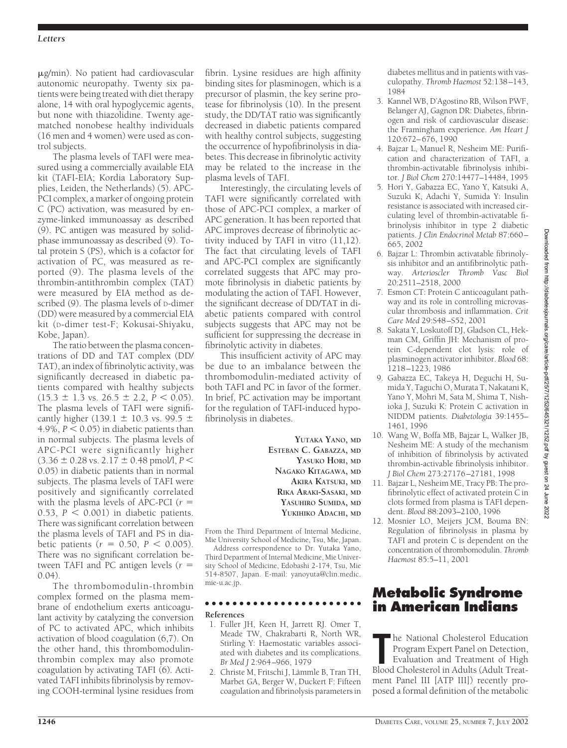μg/min). No patient had cardiovascular autonomic neuropathy. Twenty six patients were being treated with diet therapy alone, 14 with oral hypoglycemic agents, but none with thiazolidine. Twenty age-matched nonobese healthy individuals (16 men and 4 women) were used as control subjects.

The plasma levels of TAFI were measured using a commercially available EIA kit (TAFI-EIA; Kordia Laboratory Supplies, Leiden, the Netherlands) (5). APC-PCI complex, a marker of ongoing protein C (PC) activation, was measured by enzyme-linked immunoassay as described (9). PC antigen was measured by solid-phase immunoassay as described (9). Total protein S (PS), which is a cofactor for activation of PC, was measured as reported (9). The plasma levels of the thrombin-antithrombin complex (TAT) were measured by EIA method as described (9). The plasma levels of D-dimer (DD) were measured by a commercial EIA kit (D-dimer test-F; Kokusai-Shiyaku, Kobe, Japan).

The ratio between the plasma concentrations of DD and TAT complex (DD/TAT), an index of fibrinolytic activity, was significantly decreased in diabetic patients compared with healthy subjects ($15.3 \pm 1.3$ vs. $26.5 \pm 2.2$, $P < 0.05$). The plasma levels of TAFI were significantly higher ($139.1 \pm 10.3$ vs. $99.5 \pm 4.9\%$, $P < 0.05$) in diabetic patients than in normal subjects. The plasma levels of APC-PCI were significantly higher ($3.36 \pm 0.28$ vs. $2.17 \pm 0.48$ pmol/l, $P < 0.05$) in diabetic patients than in normal subjects. The plasma levels of TAFI were positively and significantly correlated with the plasma levels of APC-PCI ($r = 0.53$, $P < 0.001$) in diabetic patients. There was significant correlation between the plasma levels of TAFI and PS in diabetic patients ($r = 0.50$, $P < 0.005$). There was no significant correlation between TAFI and PC antigen levels ($r = 0.04$).

The thrombomodulin-thrombin complex formed on the plasma membrane of endothelium exerts anticoagulant activity by catalyzing the conversion of PC to activated APC, which inhibits activation of blood coagulation (6,7). On the other hand, this thrombomodulin-thrombin complex may also promote coagulation by activating TAFI (6). Activated TAFI inhibits fibrinolysis by removing COOH-terminal lysine residues from fibrin. Lysine residues are high affinity binding sites for plasminogen, which is a precursor of plasmin, the key serine protease for fibrinolysis (10). In the present study, the DD/TAT ratio was significantly decreased in diabetic patients compared with healthy control subjects, suggesting the occurrence of hypofibrinolysis in diabetes. This decrease in fibrinolytic activity may be related to the increase in the plasma levels of TAFI.

Interestingly, the circulating levels of TAFI were significantly correlated with those of APC-PCI complex, a marker of APC generation. It has been reported that APC improves decrease of fibrinolytic activity induced by TAFI in vitro (11,12). The fact that circulating levels of TAFI and APC-PCI complex are significantly correlated suggests that APC may promote fibrinolysis in diabetic patients by modulating the action of TAFI. However, the significant decrease of DD/TAT in diabetic patients compared with control subjects suggests that APC may not be sufficient for suppressing the decrease in fibrinolytic activity in diabetes.

This insufficient activity of APC may be due to an imbalance between the thrombomodulin-mediated activity of both TAFI and PC in favor of the former. In brief, PC activation may be important for the regulation of TAFI-induced hypofibrinolysis in diabetes.

**Yutaka Yano, md**
**Esteban C. Gabazza, md**
**Yasuko Hori, md**
**Nagako Kitagawa, md**
**Akira Katsuki, md**
**Rika Araki-Sasaki, md**
**Yasuhiro Sumida, md**
**Yukihiko Adachi, md**

From the Third Department of Internal Medicine, Mie University School of Medicine, Tsu, Mie, Japan.

Address correspondence to Dr. Yutaka Yano, Third Department of Internal Medicine, Mie University School of Medicine, Edobashi 2-174, Tsu, Mie 514-8507, Japan. E-mail: yanoyuta@clin.medic.mie-u.ac.jp.

**References**

1. Fuller JH, Keen H, Jarrett RJ. Omer T, Meade TW, Chakrabarti R, North WR, Stirling Y: Haemostatic variables associated with diabetes and its complications. *Br Med J* 2:964–966, 1979
2. Christe M, Fritschi J, Lämmle B, Tran TH, Marbet GA, Berger W, Duckert F: Fifteen coagulation and fibrinolysis parameters in diabetes mellitus and in patients with vasculopathy. *Thromb Haemost* 52:138–143, 1984
3. Kannel WB, D'Agostino RB, Wilson PWF, Belanger AJ, Gagnon DR: Diabetes, fibrinogen and risk of cardiovascular disease: the Framingham experience. *Am Heart J* 120:672–676, 1990
4. Bajzar L, Manuel R, Nesheim ME: Purification and characterization of TAFI, a thrombin-activatable fibrinolysis inhibitor. *J Biol Chem* 270:14477–14484, 1995
5. Hori Y, Gabazza EC, Yano Y, Katsuki A, Suzuki K, Adachi Y, Sumida Y: Insulin resistance is associated with increased circulating level of thrombin-activatable fibrinolysis inhibitor in type 2 diabetic patients. *J Clin Endocrinol Metab* 87:660–665, 2002
6. Bajzar L: Thrombin activatable fibrinolysis inhibitor and an antifibrinolytic pathway. *Arterioscler Thromb Vasc Biol* 20:2511–2518, 2000
7. Esmon CT: Protein C anticoagulant pathway and its role in controlling microvascular thrombosis and inflammation. *Crit Care Med* 29:S48–S52, 2001
8. Sakata Y, Loskutoff DJ, Gladson CL, Hekman CM, Griffin JH: Mechanism of protein C-dependent clot lysis: role of plasminogen activator inhibitor. *Blood* 68:1218–1223, 1986
9. Gabazza EC, Takeya H, Deguchi H, Sumida Y, Taguchi O, Murata T, Nakatani K, Yano Y, Mohri M, Sata M, Shima T, Nishioka J, Suzuki K: Protein C activation in NIDDM patients. *Diabetologia* 39:1455–1461, 1996
10. Wang W, Boffa MB, Bajzar L, Walker JB, Nesheim ME: A study of the mechanism of inhibition of fibrinolysis by activated thrombin-activable fibrinolysis inhibitor. *J Biol Chem* 273:27176–27181, 1998
11. Bajzar L, Nesheim ME, Tracy PB: The profibrinolytic effect of activated protein C in clots formed from plasma is TAFI dependent. *Blood* 88:2093–2100, 1996
12. Mosnier LO, Meijers JCM, Bouma BN: Regulation of fibrinolysis in plasma by TAFI and protein C is dependent on the concentration of thrombomodulin. *Thromb Haemost* 85:5–11, 2001

# Metabolic Syndrome in American Indians

The National Cholesterol Education Program Expert Panel on Detection, Evaluation and Treatment of High Blood Cholesterol in Adults (Adult Treatment Panel III [ATP III]) recently proposed a formal definition of the metabolic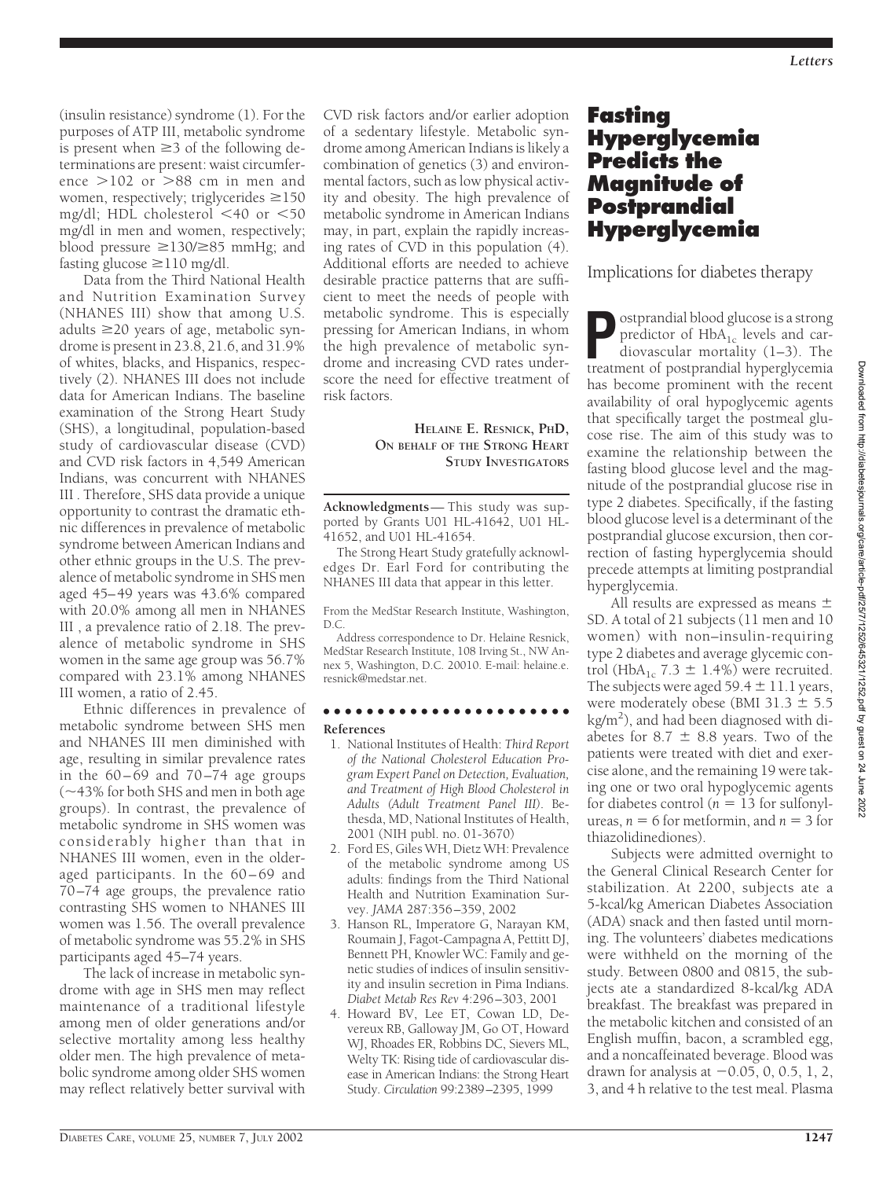(insulin resistance) syndrome (1). For the purposes of ATP III, metabolic syndrome is present when ≥3 of the following determinations are present: waist circumference >102 or >88 cm in men and women, respectively; triglycerides ≥150 mg/dl; HDL cholesterol <40 or <50 mg/dl in men and women, respectively; blood pressure ≥130/≥85 mmHg; and fasting glucose ≥110 mg/dl.

Data from the Third National Health and Nutrition Examination Survey (NHANES III) show that among U.S. adults ≥20 years of age, metabolic syndrome is present in 23.8, 21.6, and 31.9% of whites, blacks, and Hispanics, respectively (2). NHANES III does not include data for American Indians. The baseline examination of the Strong Heart Study (SHS), a longitudinal, population-based study of cardiovascular disease (CVD) and CVD risk factors in 4,549 American Indians, was concurrent with NHANES III . Therefore, SHS data provide a unique opportunity to contrast the dramatic ethnic differences in prevalence of metabolic syndrome between American Indians and other ethnic groups in the U.S. The prevalence of metabolic syndrome in SHS men aged 45–49 years was 43.6% compared with 20.0% among all men in NHANES III , a prevalence ratio of 2.18. The prevalence of metabolic syndrome in SHS women in the same age group was 56.7% compared with 23.1% among NHANES III women, a ratio of 2.45.

Ethnic differences in prevalence of metabolic syndrome between SHS men and NHANES III men diminished with age, resulting in similar prevalence rates in the 60–69 and 70–74 age groups (~43% for both SHS and men in both age groups). In contrast, the prevalence of metabolic syndrome in SHS women was considerably higher than that in NHANES III women, even in the older-aged participants. In the 60–69 and 70–74 age groups, the prevalence ratio contrasting SHS women to NHANES III women was 1.56. The overall prevalence of metabolic syndrome was 55.2% in SHS participants aged 45–74 years.

The lack of increase in metabolic syndrome with age in SHS men may reflect maintenance of a traditional lifestyle among men of older generations and/or selective mortality among less healthy older men. The high prevalence of metabolic syndrome among older SHS women may reflect relatively better survival with CVD risk factors and/or earlier adoption of a sedentary lifestyle. Metabolic syndrome among American Indians is likely a combination of genetics (3) and environmental factors, such as low physical activity and obesity. The high prevalence of metabolic syndrome in American Indians may, in part, explain the rapidly increasing rates of CVD in this population (4). Additional efforts are needed to achieve desirable practice patterns that are sufficient to meet the needs of people with metabolic syndrome. This is especially pressing for American Indians, in whom the high prevalence of metabolic syndrome and increasing CVD rates underscore the need for effective treatment of risk factors.

**HELAINE E. RESNICK, PHD, ON BEHALF OF THE STRONG HEART STUDY INVESTIGATORS**

**Acknowledgments**— This study was supported by Grants U01 HL-41642, U01 HL-41652, and U01 HL-41654.

The Strong Heart Study gratefully acknowledges Dr. Earl Ford for contributing the NHANES III data that appear in this letter.

From the MedStar Research Institute, Washington, D.C.

Address correspondence to Dr. Helaine Resnick, MedStar Research Institute, 108 Irving St., NW Annex 5, Washington, D.C. 20010. E-mail: helaine.e.resnick@medstar.net.

#### References

1. National Institutes of Health: *Third Report of the National Cholesterol Education Program Expert Panel on Detection, Evaluation, and Treatment of High Blood Cholesterol in Adults (Adult Treatment Panel III)*. Bethesda, MD, National Institutes of Health, 2001 (NIH publ. no. 01-3670)
2. Ford ES, Giles WH, Dietz WH: Prevalence of the metabolic syndrome among US adults: findings from the Third National Health and Nutrition Examination Survey. *JAMA* 287:356–359, 2002
3. Hanson RL, Imperatore G, Narayan KM, Roumain J, Fagot-Campagna A, Pettitt DJ, Bennett PH, Knowler WC: Family and genetic studies of indices of insulin sensitivity and insulin secretion in Pima Indians. *Diabet Metab Res Rev* 4:296–303, 2001
4. Howard BV, Lee ET, Cowan LD, Devereux RB, Galloway JM, Go OT, Howard WJ, Rhoades ER, Robbins DC, Sievers ML, Welty TK: Rising tide of cardiovascular disease in American Indians: the Strong Heart Study. *Circulation* 99:2389–2395, 1999

# Fasting Hyperglycemia Predicts the Magnitude of Postprandial Hyperglycemia

## Implications for diabetes therapy

Postprandial blood glucose is a strong predictor of $HbA_{1c}$ levels and cardiovascular mortality (1–3). The treatment of postprandial hyperglycemia has become prominent with the recent availability of oral hypoglycemic agents that specifically target the postmeal glucose rise. The aim of this study was to examine the relationship between the fasting blood glucose level and the magnitude of the postprandial glucose rise in type 2 diabetes. Specifically, if the fasting blood glucose level is a determinant of the postprandial glucose excursion, then correction of fasting hyperglycemia should precede attempts at limiting postprandial hyperglycemia.

All results are expressed as means ± SD. A total of 21 subjects (11 men and 10 women) with non–insulin-requiring type 2 diabetes and average glycemic control ($HbA_{1c}$ 7.3 ± 1.4%) were recruited. The subjects were aged 59.4 ± 11.1 years, were moderately obese (BMI 31.3 ± 5.5 kg/m$^2$), and had been diagnosed with diabetes for 8.7 ± 8.8 years. Two of the patients were treated with diet and exercise alone, and the remaining 19 were taking one or two oral hypoglycemic agents for diabetes control ($n = 13$ for sulfonylureas, $n = 6$ for metformin, and $n = 3$ for thiazolidinediones).

Subjects were admitted overnight to the General Clinical Research Center for stabilization. At 2200, subjects ate a 5-kcal/kg American Diabetes Association (ADA) snack and then fasted until morning. The volunteers' diabetes medications were withheld on the morning of the study. Between 0800 and 0815, the subjects ate a standardized 8-kcal/kg ADA breakfast. The breakfast was prepared in the metabolic kitchen and consisted of an English muffin, bacon, a scrambled egg, and a noncaffeinated beverage. Blood was drawn for analysis at −0.05, 0, 0.5, 1, 2, 3, and 4 h relative to the test meal. Plasma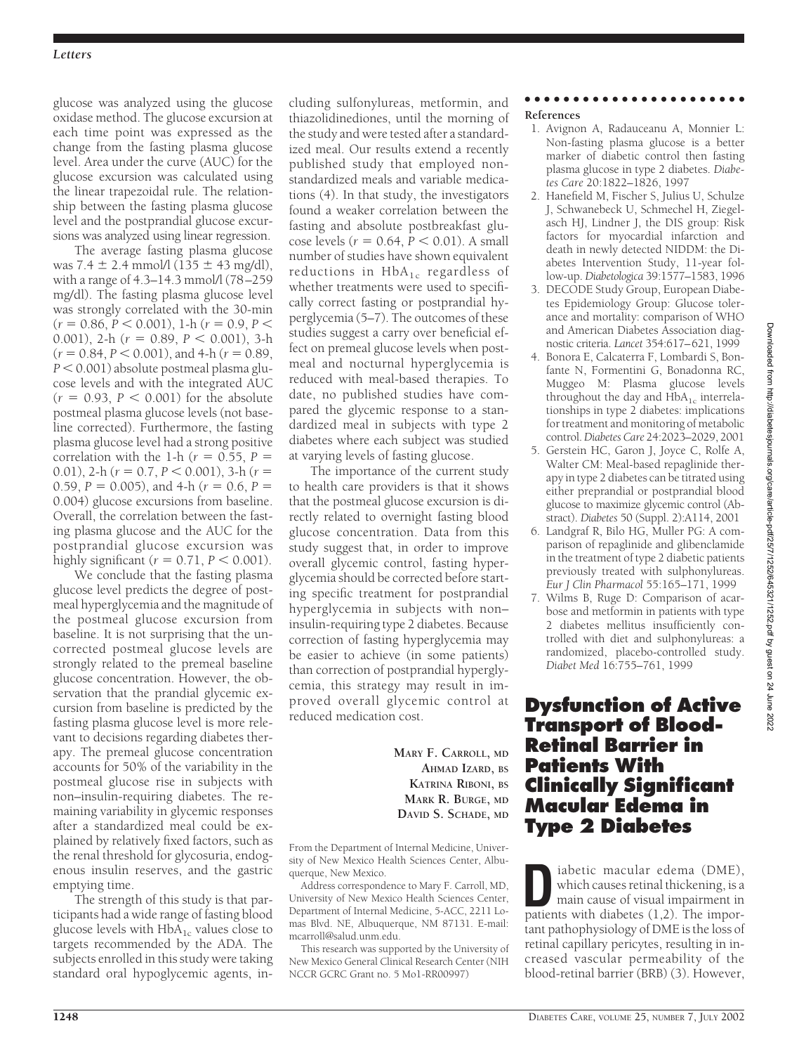glucose was analyzed using the glucose oxidase method. The glucose excursion at each time point was expressed as the change from the fasting plasma glucose level. Area under the curve (AUC) for the glucose excursion was calculated using the linear trapezoidal rule. The relationship between the fasting plasma glucose level and the postprandial glucose excursions was analyzed using linear regression.

The average fasting plasma glucose was 7.4 ± 2.4 mmol/l (135 ± 43 mg/dl), with a range of 4.3–14.3 mmol/l (78–259 mg/dl). The fasting plasma glucose level was strongly correlated with the 30-min ($r = 0.86$, $P < 0.001$), 1-h ($r = 0.9$, $P < 0.001$), 2-h ($r = 0.89$, $P < 0.001$), 3-h ($r = 0.84$, $P < 0.001$), and 4-h ($r = 0.89$, $P < 0.001$) absolute postmeal plasma glucose levels and with the integrated AUC ($r = 0.93$, $P < 0.001$) for the absolute postmeal plasma glucose levels (not baseline corrected). Furthermore, the fasting plasma glucose level had a strong positive correlation with the 1-h ($r = 0.55$, $P = 0.01$), 2-h ($r = 0.7$, $P < 0.001$), 3-h ($r = 0.59$, $P = 0.005$), and 4-h ($r = 0.6$, $P = 0.004$) glucose excursions from baseline. Overall, the correlation between the fasting plasma glucose and the AUC for the postprandial glucose excursion was highly significant ($r = 0.71$, $P < 0.001$).

We conclude that the fasting plasma glucose level predicts the degree of postmeal hyperglycemia and the magnitude of the postmeal glucose excursion from baseline. It is not surprising that the uncorrected postmeal glucose levels are strongly related to the premeal baseline glucose concentration. However, the observation that the prandial glycemic excursion from baseline is predicted by the fasting plasma glucose level is more relevant to decisions regarding diabetes therapy. The premeal glucose concentration accounts for 50% of the variability in the postmeal glucose rise in subjects with non–insulin-requiring diabetes. The remaining variability in glycemic responses after a standardized meal could be explained by relatively fixed factors, such as the renal threshold for glycosuria, endogenous insulin reserves, and the gastric emptying time.

The strength of this study is that participants had a wide range of fasting blood glucose levels with $HbA_{1c}$ values close to targets recommended by the ADA. The subjects enrolled in this study were taking standard oral hypoglycemic agents, including sulfonylureas, metformin, and thiazolidinediones, until the morning of the study and were tested after a standardized meal. Our results extend a recently published study that employed nonstandardized meals and variable medications (4). In that study, the investigators found a weaker correlation between the fasting and absolute postbreakfast glucose levels ($r = 0.64$, $P < 0.01$). A small number of studies have shown equivalent reductions in $HbA_{1c}$ regardless of whether treatments were used to specifically correct fasting or postprandial hyperglycemia (5–7). The outcomes of these studies suggest a carry over beneficial effect on premeal glucose levels when postmeal and nocturnal hyperglycemia is reduced with meal-based therapies. To date, no published studies have compared the glycemic response to a standardized meal in subjects with type 2 diabetes where each subject was studied at varying levels of fasting glucose.

The importance of the current study to health care providers is that it shows that the postmeal glucose excursion is directly related to overnight fasting blood glucose concentration. Data from this study suggest that, in order to improve overall glycemic control, fasting hyperglycemia should be corrected before starting specific treatment for postprandial hyperglycemia in subjects with non–insulin-requiring type 2 diabetes. Because correction of fasting hyperglycemia may be easier to achieve (in some patients) than correction of postprandial hyperglycemia, this strategy may result in improved overall glycemic control at reduced medication cost.

**Mary F. Carroll, MD**
**Ahmad Izard, BS**
**Katrina Riboni, BS**
**Mark R. Burge, MD**
**David S. Schade, MD**

From the Department of Internal Medicine, University of New Mexico Health Sciences Center, Albuquerque, New Mexico.

Address correspondence to Mary F. Carroll, MD, University of New Mexico Health Sciences Center, Department of Internal Medicine, 5-ACC, 2211 Lomas Blvd. NE, Albuquerque, NM 87131. E-mail: mcarroll@salud.unm.edu.

This research was supported by the University of New Mexico General Clinical Research Center (NIH NCCR GCRC Grant no. 5 Mo1-RR00997)

### References

1. Avignon A, Radauceanu A, Monnier L: Non-fasting plasma glucose is a better marker of diabetic control then fasting plasma glucose in type 2 diabetes. *Diabetes Care* 20:1822–1826, 1997
2. Hanefield M, Fischer S, Julius U, Schulze J, Schwanebeck U, Schmechel H, Ziegelasch HJ, Lindner J, the DIS group: Risk factors for myocardial infarction and death in newly detected NIDDM: the Diabetes Intervention Study, 11-year follow-up. *Diabetologica* 39:1577–1583, 1996
3. DECODE Study Group, European Diabetes Epidemiology Group: Glucose tolerance and mortality: comparison of WHO and American Diabetes Association diagnostic criteria. *Lancet* 354:617–621, 1999
4. Bonora E, Calcaterra F, Lombardi S, Bonfante N, Formentini G, Bonadonna RC, Muggeo M: Plasma glucose levels throughout the day and $HbA_{1c}$ interrelationships in type 2 diabetes: implications for treatment and monitoring of metabolic control. *Diabetes Care* 24:2023–2029, 2001
5. Gerstein HC, Garon J, Joyce C, Rolfe A, Walter CM: Meal-based repaglinide therapy in type 2 diabetes can be titrated using either preprandial or postprandial blood glucose to maximize glycemic control (Abstract). *Diabetes* 50 (Suppl. 2):A114, 2001
6. Landgraf R, Bilo HG, Muller PG: A comparison of repaglinide and glibenclamide in the treatment of type 2 diabetic patients previously treated with sulphonylureas. *Eur J Clin Pharmacol* 55:165–171, 1999
7. Wilms B, Ruge D: Comparison of acarbose and metformin in patients with type 2 diabetes mellitus insufficiently controlled with diet and sulphonylureas: a randomized, placebo-controlled study. *Diabet Med* 16:755–761, 1999

## Dysfunction of Active Transport of Blood-Retinal Barrier in Patients With Clinically Significant Macular Edema in Type 2 Diabetes

Diabetic macular edema (DME), which causes retinal thickening, is a main cause of visual impairment in patients with diabetes (1,2). The important pathophysiology of DME is the loss of retinal capillary pericytes, resulting in increased vascular permeability of the blood-retinal barrier (BRB) (3). However,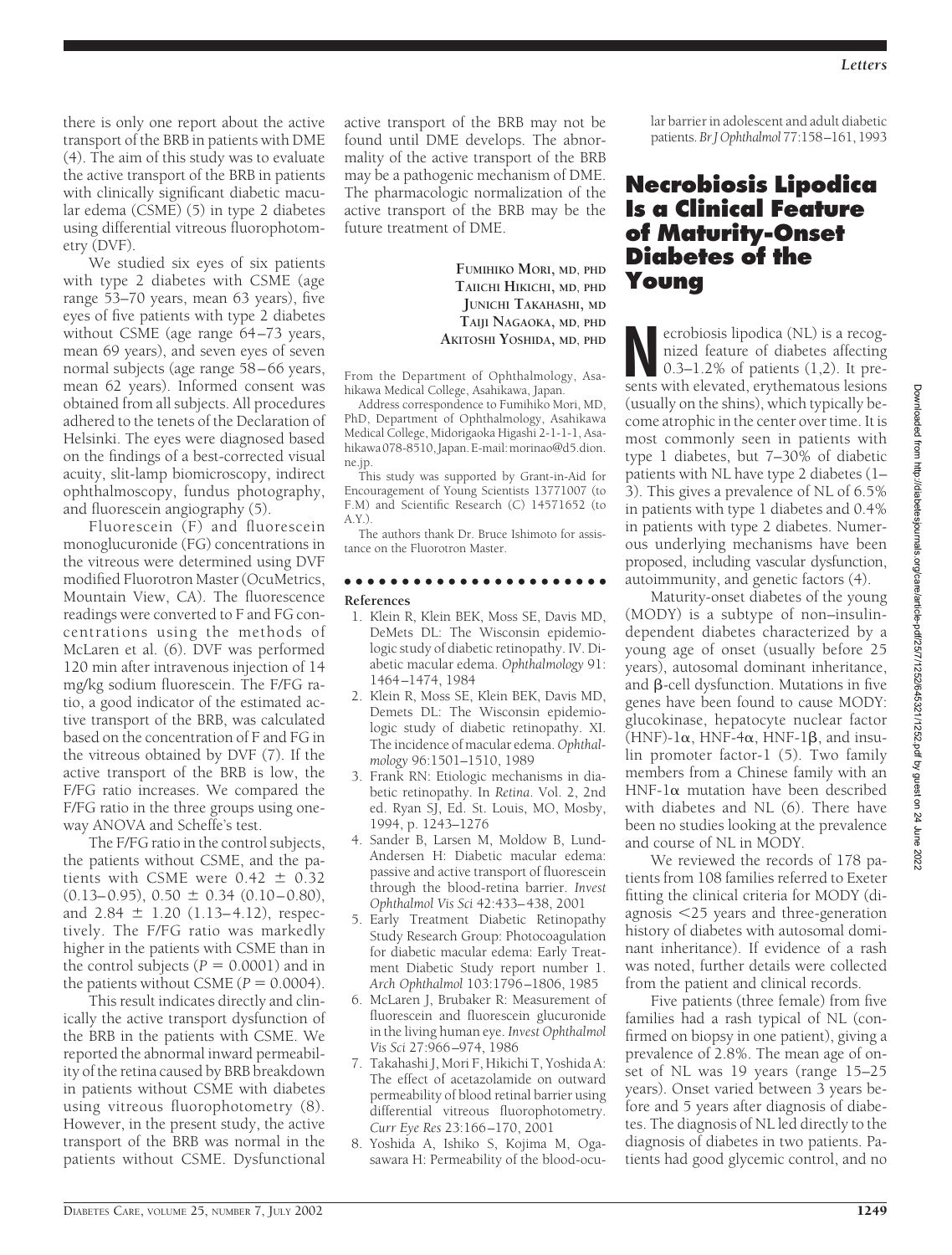there is only one report about the active transport of the BRB in patients with DME (4). The aim of this study was to evaluate the active transport of the BRB in patients with clinically significant diabetic macular edema (CSME) (5) in type 2 diabetes using differential vitreous fluorophotometry (DVF).

We studied six eyes of six patients with type 2 diabetes with CSME (age range 53–70 years, mean 63 years), five eyes of five patients with type 2 diabetes without CSME (age range 64–73 years, mean 69 years), and seven eyes of seven normal subjects (age range 58–66 years, mean 62 years). Informed consent was obtained from all subjects. All procedures adhered to the tenets of the Declaration of Helsinki. The eyes were diagnosed based on the findings of a best-corrected visual acuity, slit-lamp biomicroscopy, indirect ophthalmoscopy, fundus photography, and fluorescein angiography (5).

Fluorescein (F) and fluorescein monoglucuronide (FG) concentrations in the vitreous were determined using DVF modified Fluorotron Master (OcuMetrics, Mountain View, CA). The fluorescence readings were converted to F and FG concentrations using the methods of McLaren et al. (6). DVF was performed 120 min after intravenous injection of 14 mg/kg sodium fluorescein. The F/FG ratio, a good indicator of the estimated active transport of the BRB, was calculated based on the concentration of F and FG in the vitreous obtained by DVF (7). If the active transport of the BRB is low, the F/FG ratio increases. We compared the F/FG ratio in the three groups using one-way ANOVA and Scheffe's test.

The F/FG ratio in the control subjects, the patients without CSME, and the patients with CSME were $0.42 \pm 0.32$ (0.13–0.95), $0.50 \pm 0.34$ (0.10–0.80), and $2.84 \pm 1.20$ (1.13–4.12), respectively. The F/FG ratio was markedly higher in the patients with CSME than in the control subjects ($P = 0.0001$) and in the patients without CSME ($P = 0.0004$).

This result indicates directly and clinically the active transport dysfunction of the BRB in the patients with CSME. We reported the abnormal inward permeability of the retina caused by BRB breakdown in patients without CSME with diabetes using vitreous fluorophotometry (8). However, in the present study, the active transport of the BRB was normal in the patients without CSME. Dysfunctional active transport of the BRB may not be found until DME develops. The abnormality of the active transport of the BRB may be a pathogenic mechanism of DME. The pharmacologic normalization of the active transport of the BRB may be the future treatment of DME.

**FUMIHIKO MORI, MD, PHD**
**TAIICHI HIKICHI, MD, PHD**
**JUNICHI TAKAHASHI, MD**
**TAIJI NAGAOKA, MD, PHD**
**AKITOSHI YOSHIDA, MD, PHD**

From the Department of Ophthalmology, Asahikawa Medical College, Asahikawa, Japan.

Address correspondence to Fumihiko Mori, MD, PhD, Department of Ophthalmology, Asahikawa Medical College, Midorigaoka Higashi 2-1-1-1, Asahikawa 078-8510, Japan. E-mail: morinao@d5.dion.ne.jp.

This study was supported by Grant-in-Aid for Encouragement of Young Scientists 13771007 (to F.M) and Scientific Research (C) 14571652 (to A.Y.).

The authors thank Dr. Bruce Ishimoto for assistance on the Fluorotron Master.

**References**

1. Klein R, Klein BEK, Moss SE, Davis MD, DeMets DL: The Wisconsin epidemiologic study of diabetic retinopathy. IV. Diabetic macular edema. *Ophthalmology* 91: 1464–1474, 1984
2. Klein R, Moss SE, Klein BEK, Davis MD, Demets DL: The Wisconsin epidemiologic study of diabetic retinopathy. XI. The incidence of macular edema. *Ophthalmology* 96:1501–1510, 1989
3. Frank RN: Etiologic mechanisms in diabetic retinopathy. In *Retina*. Vol. 2, 2nd ed. Ryan SJ, Ed. St. Louis, MO, Mosby, 1994, p. 1243–1276
4. Sander B, Larsen M, Moldow B, Lund-Andersen H: Diabetic macular edema: passive and active transport of fluorescein through the blood-retina barrier. *Invest Ophthalmol Vis Sci* 42:433–438, 2001
5. Early Treatment Diabetic Retinopathy Study Research Group: Photocoagulation for diabetic macular edema: Early Treatment Diabetic Study report number 1. *Arch Ophthalmol* 103:1796–1806, 1985
6. McLaren J, Brubaker R: Measurement of fluorescein and fluorescein glucuronide in the living human eye. *Invest Ophthalmol Vis Sci* 27:966–974, 1986
7. Takahashi J, Mori F, Hikichi T, Yoshida A: The effect of acetazolamide on outward permeability of blood retinal barrier using differential vitreous fluorophotometry. *Curr Eye Res* 23:166–170, 2001
8. Yoshida A, Ishiko S, Kojima M, Ogasawara H: Permeability of the blood-ocular barrier in adolescent and adult diabetic patients. *Br J Ophthalmol* 77:158–161, 1993

## Necrobiosis Lipodica Is a Clinical Feature of Maturity-Onset Diabetes of the Young

Necrobiosis lipodica (NL) is a recognized feature of diabetes affecting 0.3–1.2% of patients (1,2). It presents with elevated, erythematous lesions (usually on the shins), which typically become atrophic in the center over time. It is most commonly seen in patients with type 1 diabetes, but 7–30% of diabetic patients with NL have type 2 diabetes (1–3). This gives a prevalence of NL of 6.5% in patients with type 1 diabetes and 0.4% in patients with type 2 diabetes. Numerous underlying mechanisms have been proposed, including vascular dysfunction, autoimmunity, and genetic factors (4).

Maturity-onset diabetes of the young (MODY) is a subtype of non–insulin-dependent diabetes characterized by a young age of onset (usually before 25 years), autosomal dominant inheritance, and β-cell dysfunction. Mutations in five genes have been found to cause MODY: glucokinase, hepatocyte nuclear factor (HNF)-1α, HNF-4α, HNF-1β, and insulin promoter factor-1 (5). Two family members from a Chinese family with an HNF-1α mutation have been described with diabetes and NL (6). There have been no studies looking at the prevalence and course of NL in MODY.

We reviewed the records of 178 patients from 108 families referred to Exeter fitting the clinical criteria for MODY (diagnosis <25 years and three-generation history of diabetes with autosomal dominant inheritance). If evidence of a rash was noted, further details were collected from the patient and clinical records.

Five patients (three female) from five families had a rash typical of NL (confirmed on biopsy in one patient), giving a prevalence of 2.8%. The mean age of onset of NL was 19 years (range 15–25 years). Onset varied between 3 years before and 5 years after diagnosis of diabetes. The diagnosis of NL led directly to the diagnosis of diabetes in two patients. Patients had good glycemic control, and no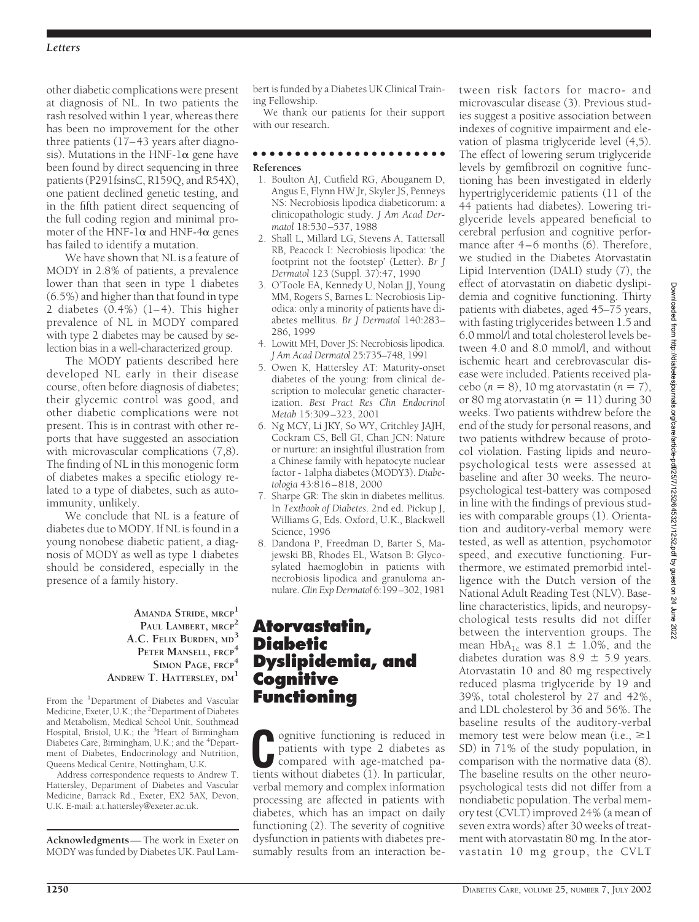other diabetic complications were present at diagnosis of NL. In two patients the rash resolved within 1 year, whereas there has been no improvement for the other three patients (17–43 years after diagnosis). Mutations in the HNF-1α gene have been found by direct sequencing in three patients (P291fsinsC, R159Q, and R54X), one patient declined genetic testing, and in the fifth patient direct sequencing of the full coding region and minimal promoter of the HNF-1α and HNF-4α genes has failed to identify a mutation.

We have shown that NL is a feature of MODY in 2.8% of patients, a prevalence lower than that seen in type 1 diabetes (6.5%) and higher than that found in type 2 diabetes (0.4%) (1–4). This higher prevalence of NL in MODY compared with type 2 diabetes may be caused by selection bias in a well-characterized group.

The MODY patients described here developed NL early in their disease course, often before diagnosis of diabetes; their glycemic control was good, and other diabetic complications were not present. This is in contrast with other reports that have suggested an association with microvascular complications (7,8). The finding of NL in this monogenic form of diabetes makes a specific etiology related to a type of diabetes, such as autoimmunity, unlikely.

We conclude that NL is a feature of diabetes due to MODY. If NL is found in a young nonobese diabetic patient, a diagnosis of MODY as well as type 1 diabetes should be considered, especially in the presence of a family history.

**Amanda Stride, MRCP[1]**
**Paul Lambert, MRCP[2]**
**A.C. Felix Burden, MD[3]**
**Peter Mansell, FRCP[4]**
**Simon Page, FRCP[4]**
**Andrew T. Hattersley, DM[1]**

From the [1]Department of Diabetes and Vascular Medicine, Exeter, U.K.; the [2]Department of Diabetes and Metabolism, Medical School Unit, Southmead Hospital, Bristol, U.K.; the [3]Heart of Birmingham Diabetes Care, Birmingham, U.K.; and the [4]Department of Diabetes, Endocrinology and Nutrition, Queens Medical Centre, Nottingham, U.K.

Address correspondence requests to Andrew T. Hattersley, Department of Diabetes and Vascular Medicine, Barrack Rd., Exeter, EX2 5AX, Devon, U.K. E-mail: a.t.hattersley@exeter.ac.uk.

**Acknowledgments**— The work in Exeter on MODY was funded by Diabetes UK. Paul Lambert is funded by a Diabetes UK Clinical Training Fellowship.

We thank our patients for their support with our research.

### References

1. Boulton AJ, Cutfield RG, Abouganem D, Angus E, Flynn HW Jr, Skyler JS, Penneys NS: Necrobiosis lipodica diabeticorum: a clinicopathologic study. *J Am Acad Dermatol* 18:530–537, 1988
2. Shall L, Millard LG, Stevens A, Tattersall RB, Peacock I: Necrobiosis lipodica: 'the footprint not the footstep' (Letter). *Br J Dermatol* 123 (Suppl. 37):47, 1990
3. O'Toole EA, Kennedy U, Nolan JJ, Young MM, Rogers S, Barnes L: Necrobiosis Lipodica: only a minority of patients have diabetes mellitus. *Br J Dermatol* 140:283–286, 1999
4. Lowitt MH, Dover JS: Necrobiosis lipodica. *J Am Acad Dermatol* 25:735–748, 1991
5. Owen K, Hattersley AT: Maturity-onset diabetes of the young: from clinical description to molecular genetic characterization. *Best Pract Res Clin Endocrinol Metab* 15:309–323, 2001
6. Ng MCY, Li JKY, So WY, Critchley JAJH, Cockram CS, Bell GI, Chan JCN: Nature or nurture: an insightful illustration from a Chinese family with hepatocyte nuclear factor - 1alpha diabetes (MODY3). *Diabetologia* 43:816–818, 2000
7. Sharpe GR: The skin in diabetes mellitus. In *Textbook of Diabetes*. 2nd ed. Pickup J, Williams G, Eds. Oxford, U.K., Blackwell Science, 1996
8. Dandona P, Freedman D, Barter S, Majewski BB, Rhodes EL, Watson B: Glycosylated haemoglobin in patients with necrobiosis lipodica and granuloma annulare. *Clin Exp Dermatol* 6:199–302, 1981

## Atorvastatin, Diabetic Dyslipidemia, and Cognitive Functioning

Cognitive functioning is reduced in patients with type 2 diabetes as compared with age-matched patients without diabetes (1). In particular, verbal memory and complex information processing are affected in patients with diabetes, which has an impact on daily functioning (2). The severity of cognitive dysfunction in patients with diabetes presumably results from an interaction between risk factors for macro- and microvascular disease (3). Previous studies suggest a positive association between indexes of cognitive impairment and elevation of plasma triglyceride level (4,5). The effect of lowering serum triglyceride levels by gemfibrozil on cognitive functioning has been investigated in elderly hypertriglyceridemic patients (11 of the 44 patients had diabetes). Lowering triglyceride levels appeared beneficial to cerebral perfusion and cognitive performance after 4–6 months (6). Therefore, we studied in the Diabetes Atorvastatin Lipid Intervention (DALI) study (7), the effect of atorvastatin on diabetic dyslipidemia and cognitive functioning. Thirty patients with diabetes, aged 45–75 years, with fasting triglycerides between 1.5 and 6.0 mmol/l and total cholesterol levels between 4.0 and 8.0 mmol/l, and without ischemic heart and cerebrovascular disease were included. Patients received placebo ($n = 8$), 10 mg atorvastatin ($n = 7$), or 80 mg atorvastatin ($n = 11$) during 30 weeks. Two patients withdrew before the end of the study for personal reasons, and two patients withdrew because of protocol violation. Fasting lipids and neuropsychological tests were assessed at baseline and after 30 weeks. The neuropsychological test-battery was composed in line with the findings of previous studies with comparable groups (1). Orientation and auditory-verbal memory were tested, as well as attention, psychomotor speed, and executive functioning. Furthermore, we estimated premorbid intelligence with the Dutch version of the National Adult Reading Test (NLV). Baseline characteristics, lipids, and neuropsychological tests results did not differ between the intervention groups. The mean $HbA_{1c}$ was 8.1 ± 1.0%, and the diabetes duration was 8.9 ± 5.9 years. Atorvastatin 10 and 80 mg respectively reduced plasma triglyceride by 19 and 39%, total cholesterol by 27 and 42%, and LDL cholesterol by 36 and 56%. The baseline results of the auditory-verbal memory test were below mean (i.e., ≥1 SD) in 71% of the study population, in comparison with the normative data (8). The baseline results on the other neuropsychological tests did not differ from a nondiabetic population. The verbal memory test (CVLT) improved 24% (a mean of seven extra words) after 30 weeks of treatment with atorvastatin 80 mg. In the atorvastatin 10 mg group, the CVLT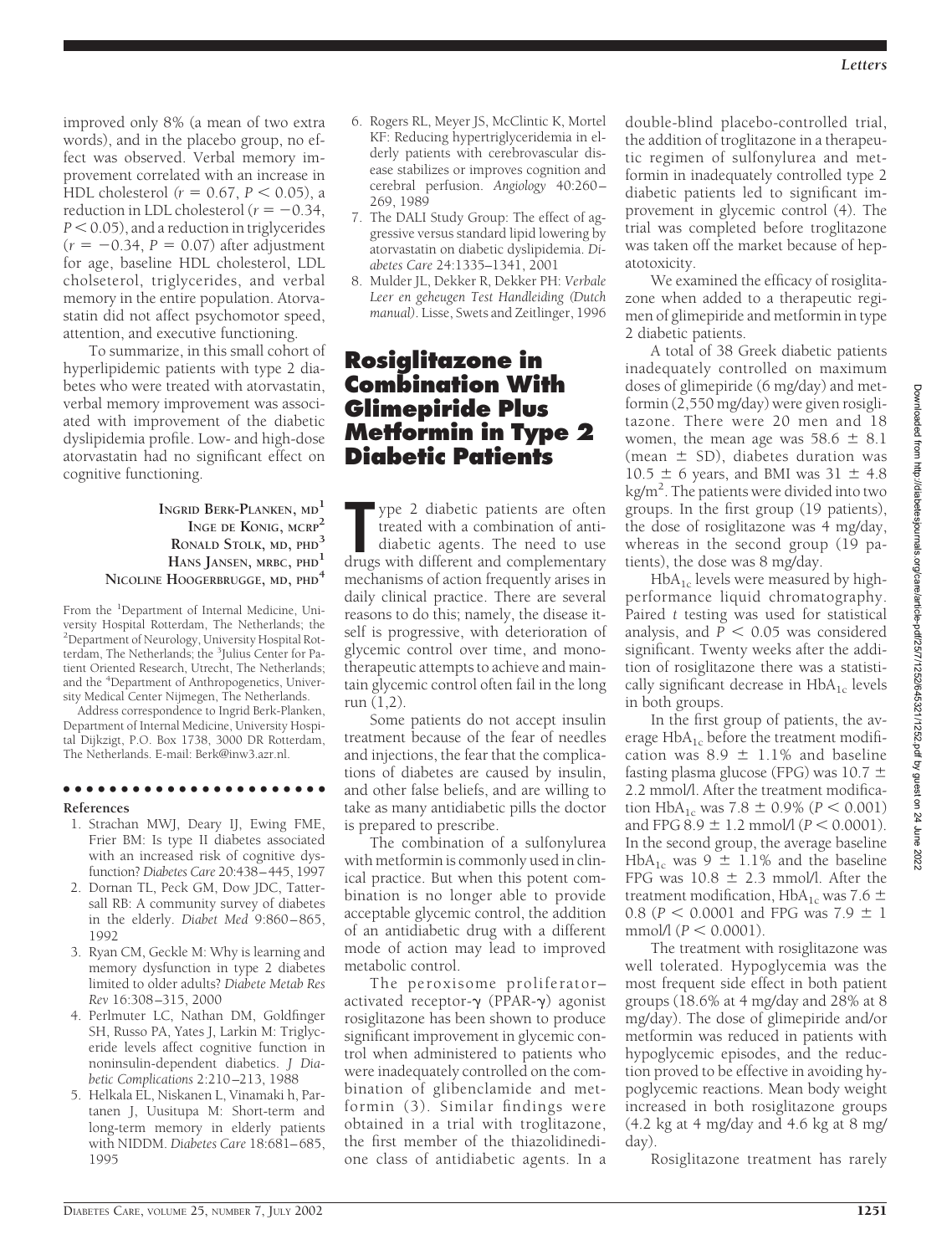improved only 8% (a mean of two extra words), and in the placebo group, no effect was observed. Verbal memory improvement correlated with an increase in HDL cholesterol ($r = 0.67$, $P < 0.05$), a reduction in LDL cholesterol ($r = -0.34$, $P < 0.05$), and a reduction in triglycerides ($r = -0.34$, $P = 0.07$) after adjustment for age, baseline HDL cholesterol, LDL cholseterol, triglycerides, and verbal memory in the entire population. Atorvastatin did not affect psychomotor speed, attention, and executive functioning.

To summarize, in this small cohort of hyperlipidemic patients with type 2 diabetes who were treated with atorvastatin, verbal memory improvement was associated with improvement of the diabetic dyslipidemia profile. Low- and high-dose atorvastatin had no significant effect on cognitive functioning.

**Ingrid Berk-Planken, md**[1]
**Inge de Konig, mcrp**[2]
**Ronald Stolk, md, phd**[3]
**Hans Jansen, mrbc, phd**[1]
**Nicoline Hoogerbrugge, md, phd**[4]

From the [1]Department of Internal Medicine, University Hospital Rotterdam, The Netherlands; the [2]Department of Neurology, University Hospital Rotterdam, The Netherlands; the [3]Julius Center for Patient Oriented Research, Utrecht, The Netherlands; and the [4]Department of Anthropogenetics, University Medical Center Nijmegen, The Netherlands.

Address correspondence to Ingrid Berk-Planken, Department of Internal Medicine, University Hospital Dijkzigt, P.O. Box 1738, 3000 DR Rotterdam, The Netherlands. E-mail: Berk@inw3.azr.nl.

**References**

1. Strachan MWJ, Deary IJ, Ewing FME, Frier BM: Is type II diabetes associated with an increased risk of cognitive dysfunction? *Diabetes Care* 20:438–445, 1997
2. Dornan TL, Peck GM, Dow JDC, Tattersall RB: A community survey of diabetes in the elderly. *Diabet Med* 9:860–865, 1992
3. Ryan CM, Geckle M: Why is learning and memory dysfunction in type 2 diabetes limited to older adults? *Diabete Metab Res Rev* 16:308–315, 2000
4. Perlmuter LC, Nathan DM, Goldfinger SH, Russo PA, Yates J, Larkin M: Triglyceride levels affect cognitive function in noninsulin-dependent diabetics. *J Diabetic Complications* 2:210–213, 1988
5. Helkala EL, Niskanen L, Vinamaki h, Partanen J, Uusitupa M: Short-term and long-term memory in elderly patients with NIDDM. *Diabetes Care* 18:681–685, 1995
6. Rogers RL, Meyer JS, McClintic K, Mortel KF: Reducing hypertriglyceridemia in elderly patients with cerebrovascular disease stabilizes or improves cognition and cerebral perfusion. *Angiology* 40:260–269, 1989
7. The DALI Study Group: The effect of aggressive versus standard lipid lowering by atorvastatin on diabetic dyslipidemia. *Diabetes Care* 24:1335–1341, 2001
8. Mulder JL, Dekker R, Dekker PH: *Verbale Leer en geheugen Test Handleiding (Dutch manual)*. Lisse, Swets and Zeitlinger, 1996

# Rosiglitazone in Combination With Glimepiride Plus Metformin in Type 2 Diabetic Patients

Type 2 diabetic patients are often treated with a combination of antidiabetic agents. The need to use drugs with different and complementary mechanisms of action frequently arises in daily clinical practice. There are several reasons to do this; namely, the disease itself is progressive, with deterioration of glycemic control over time, and monotherapeutic attempts to achieve and maintain glycemic control often fail in the long run (1,2).

Some patients do not accept insulin treatment because of the fear of needles and injections, the fear that the complications of diabetes are caused by insulin, and other false beliefs, and are willing to take as many antidiabetic pills the doctor is prepared to prescribe.

The combination of a sulfonylurea with metformin is commonly used in clinical practice. But when this potent combination is no longer able to provide acceptable glycemic control, the addition of an antidiabetic drug with a different mode of action may lead to improved metabolic control.

The peroxisome proliferator–activated receptor-$\gamma$ (PPAR-$\gamma$) agonist rosiglitazone has been shown to produce significant improvement in glycemic control when administered to patients who were inadequately controlled on the combination of glibenclamide and metformin (3). Similar findings were obtained in a trial with troglitazone, the first member of the thiazolidinedione class of antidiabetic agents. In a double-blind placebo-controlled trial, the addition of troglitazone in a therapeutic regimen of sulfonylurea and metformin in inadequately controlled type 2 diabetic patients led to significant improvement in glycemic control (4). The trial was completed before troglitazone was taken off the market because of hepatotoxicity.

We examined the efficacy of rosiglitazone when added to a therapeutic regimen of glimepiride and metformin in type 2 diabetic patients.

A total of 38 Greek diabetic patients inadequately controlled on maximum doses of glimepiride (6 mg/day) and metformin (2,550 mg/day) were given rosiglitazone. There were 20 men and 18 women, the mean age was $58.6 \pm 8.1$ (mean $\pm$ SD), diabetes duration was $10.5 \pm 6$ years, and BMI was $31 \pm 4.8$ kg/m$^2$. The patients were divided into two groups. In the first group (19 patients), the dose of rosiglitazone was 4 mg/day, whereas in the second group (19 patients), the dose was 8 mg/day.

$HbA_{1c}$ levels were measured by high-performance liquid chromatography. Paired *t* testing was used for statistical analysis, and $P < 0.05$ was considered significant. Twenty weeks after the addition of rosiglitazone there was a statistically significant decrease in $HbA_{1c}$ levels in both groups.

In the first group of patients, the average $HbA_{1c}$ before the treatment modification was $8.9 \pm 1.1\%$ and baseline fasting plasma glucose (FPG) was $10.7 \pm 2.2$ mmol/l. After the treatment modification $HbA_{1c}$ was $7.8 \pm 0.9\%$ ($P < 0.001$) and FPG $8.9 \pm 1.2$ mmol/l ($P < 0.0001$). In the second group, the average baseline $HbA_{1c}$ was $9 \pm 1.1\%$ and the baseline FPG was $10.8 \pm 2.3$ mmol/l. After the treatment modification, $HbA_{1c}$ was $7.6 \pm 0.8$ ($P < 0.0001$ and FPG was $7.9 \pm 1$ mmol/l ($P < 0.0001$).

The treatment with rosiglitazone was well tolerated. Hypoglycemia was the most frequent side effect in both patient groups (18.6% at 4 mg/day and 28% at 8 mg/day). The dose of glimepiride and/or metformin was reduced in patients with hypoglycemic episodes, and the reduction proved to be effective in avoiding hypoglycemic reactions. Mean body weight increased in both rosiglitazone groups (4.2 kg at 4 mg/day and 4.6 kg at 8 mg/day).

Rosiglitazone treatment has rarely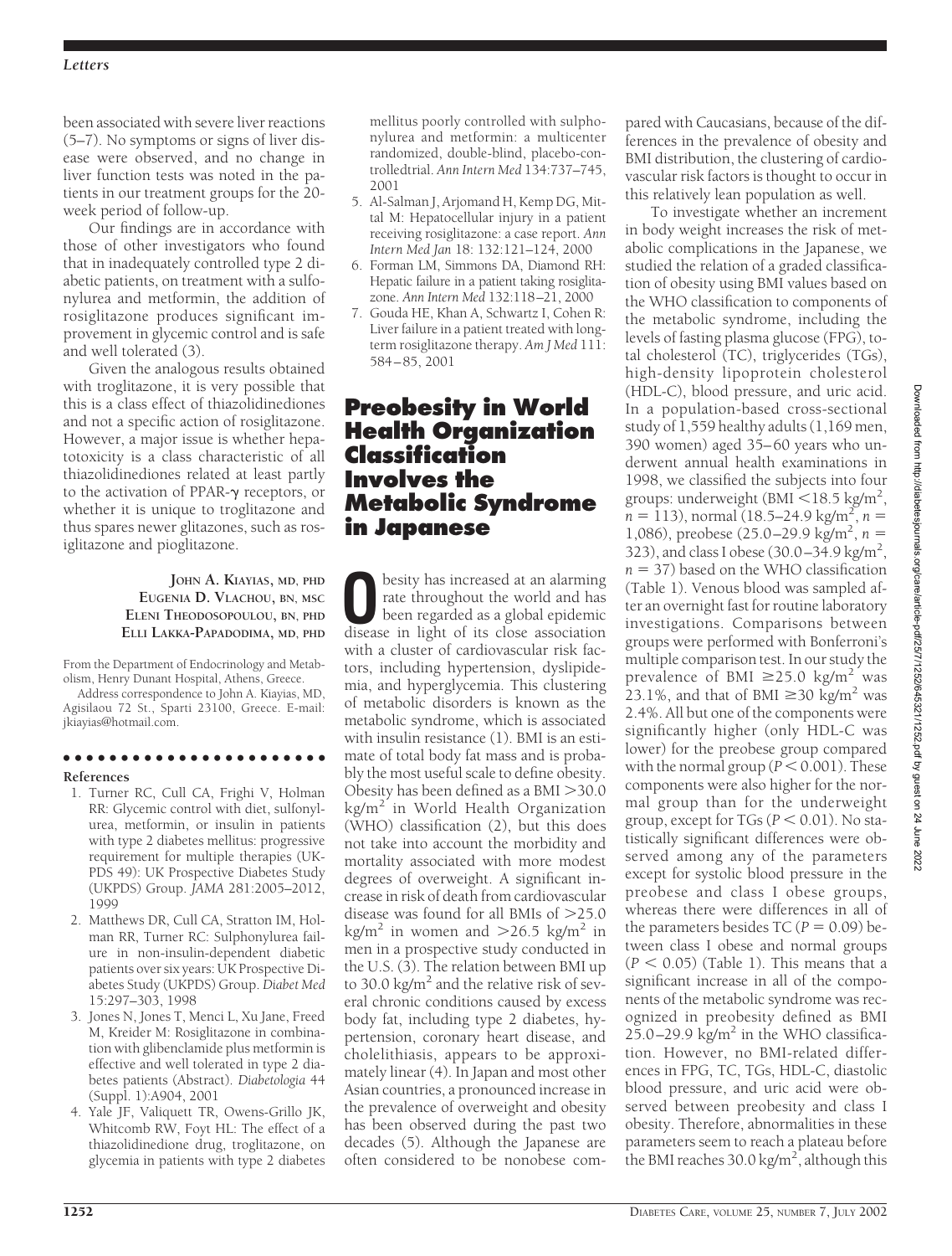been associated with severe liver reactions (5–7). No symptoms or signs of liver disease were observed, and no change in liver function tests was noted in the patients in our treatment groups for the 20-week period of follow-up.

Our findings are in accordance with those of other investigators who found that in inadequately controlled type 2 diabetic patients, on treatment with a sulfonylurea and metformin, the addition of rosiglitazone produces significant improvement in glycemic control and is safe and well tolerated (3).

Given the analogous results obtained with troglitazone, it is very possible that this is a class effect of thiazolidinediones and not a specific action of rosiglitazone. However, a major issue is whether hepatotoxicity is a class characteristic of all thiazolidinediones related at least partly to the activation of PPAR-$\gamma$ receptors, or whether it is unique to troglitazone and thus spares newer glitazones, such as rosiglitazone and pioglitazone.

**JOHN A. KIAYIAS, MD, PHD**
**EUGENIA D. VLACHOU, BN, MSC**
**ELENI THEODOSOPOULOU, BN, PHD**
**ELLI LAKKA-PAPADODIMA, MD, PHD**

From the Department of Endocrinology and Metabolism, Henry Dunant Hospital, Athens, Greece.

Address correspondence to John A. Kiayias, MD, Agisilaou 72 St., Sparti 23100, Greece. E-mail: jkiayias@hotmail.com.

**References**

1. Turner RC, Cull CA, Frighi V, Holman RR: Glycemic control with diet, sulfonylurea, metformin, or insulin in patients with type 2 diabetes mellitus: progressive requirement for multiple therapies (UKPDS 49): UK Prospective Diabetes Study (UKPDS) Group. *JAMA* 281:2005–2012, 1999
2. Matthews DR, Cull CA, Stratton IM, Holman RR, Turner RC: Sulphonylurea failure in non-insulin-dependent diabetic patients over six years: UK Prospective Diabetes Study (UKPDS) Group. *Diabet Med* 15:297–303, 1998
3. Jones N, Jones T, Menci L, Xu Jane, Freed M, Kreider M: Rosiglitazone in combination with glibenclamide plus metformin is effective and well tolerated in type 2 diabetes patients (Abstract). *Diabetologia* 44 (Suppl. 1):A904, 2001
4. Yale JF, Valiquett TR, Owens-Grillo JK, Whitcomb RW, Foyt HL: The effect of a thiazolidinedione drug, troglitazone, on glycemia in patients with type 2 diabetes mellitus poorly controlled with sulphonylurea and metformin: a multicenter randomized, double-blind, placebo-controlledtrial. *Ann Intern Med* 134:737–745, 2001
5. Al-Salman J, Arjomand H, Kemp DG, Mittal M: Hepatocellular injury in a patient receiving rosiglitazone: a case report. *Ann Intern Med Jan* 18: 132:121–124, 2000
6. Forman LM, Simmons DA, Diamond RH: Hepatic failure in a patient taking rosiglitazone. *Ann Intern Med* 132:118–21, 2000
7. Gouda HE, Khan A, Schwartz I, Cohen R: Liver failure in a patient treated with long-term rosiglitazone therapy. *Am J Med* 111: 584–85, 2001

# Preobesity in World Health Organization Classification Involves the Metabolic Syndrome in Japanese

Obesity has increased at an alarming rate throughout the world and has been regarded as a global epidemic disease in light of its close association with a cluster of cardiovascular risk factors, including hypertension, dyslipidemia, and hyperglycemia. This clustering of metabolic disorders is known as the metabolic syndrome, which is associated with insulin resistance (1). BMI is an estimate of total body fat mass and is probably the most useful scale to define obesity. Obesity has been defined as a BMI $>30.0$ kg/m$^2$ in World Health Organization (WHO) classification (2), but this does not take into account the morbidity and mortality associated with more modest degrees of overweight. A significant increase in risk of death from cardiovascular disease was found for all BMIs of $>25.0$ kg/m$^2$ in women and $>26.5$ kg/m$^2$ in men in a prospective study conducted in the U.S. (3). The relation between BMI up to 30.0 kg/m$^2$ and the relative risk of several chronic conditions caused by excess body fat, including type 2 diabetes, hypertension, coronary heart disease, and cholelithiasis, appears to be approximately linear (4). In Japan and most other Asian countries, a pronounced increase in the prevalence of overweight and obesity has been observed during the past two decades (5). Although the Japanese are often considered to be nonobese compared with Caucasians, because of the differences in the prevalence of obesity and BMI distribution, the clustering of cardiovascular risk factors is thought to occur in this relatively lean population as well.

To investigate whether an increment in body weight increases the risk of metabolic complications in the Japanese, we studied the relation of a graded classification of obesity using BMI values based on the WHO classification to components of the metabolic syndrome, including the levels of fasting plasma glucose (FPG), total cholesterol (TC), triglycerides (TGs), high-density lipoprotein cholesterol (HDL-C), blood pressure, and uric acid. In a population-based cross-sectional study of 1,559 healthy adults (1,169 men, 390 women) aged 35–60 years who underwent annual health examinations in 1998, we classified the subjects into four groups: underweight (BMI $<18.5$ kg/m$^2$, $n = 113$), normal (18.5–24.9 kg/m$^2$, $n =$ 1,086), preobese (25.0–29.9 kg/m$^2$, $n =$ 323), and class I obese (30.0–34.9 kg/m$^2$, $n = 37$) based on the WHO classification (Table 1). Venous blood was sampled after an overnight fast for routine laboratory investigations. Comparisons between groups were performed with Bonferroni's multiple comparison test. In our study the prevalence of BMI $\geq 25.0$ kg/m$^2$ was 23.1%, and that of BMI $\geq 30$ kg/m$^2$ was 2.4%. All but one of the components were significantly higher (only HDL-C was lower) for the preobese group compared with the normal group ($P < 0.001$). These components were also higher for the normal group than for the underweight group, except for TGs ($P < 0.01$). No statistically significant differences were observed among any of the parameters except for systolic blood pressure in the preobese and class I obese groups, whereas there were differences in all of the parameters besides TC ($P = 0.09$) between class I obese and normal groups ($P < 0.05$) (Table 1). This means that a significant increase in all of the components of the metabolic syndrome was recognized in preobesity defined as BMI 25.0–29.9 kg/m$^2$ in the WHO classification. However, no BMI-related differences in FPG, TC, TGs, HDL-C, diastolic blood pressure, and uric acid were observed between preobesity and class I obesity. Therefore, abnormalities in these parameters seem to reach a plateau before the BMI reaches 30.0 kg/m$^2$, although this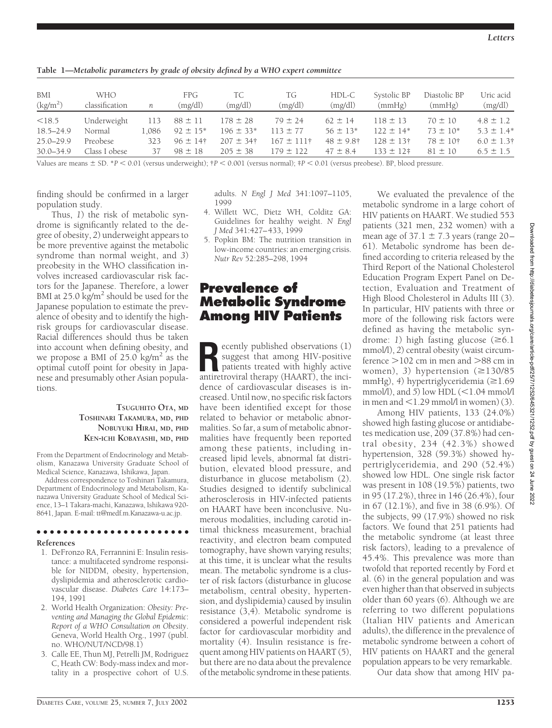**Table 1—Metabolic parameters by grade of obesity defined by a WHO expert committee**

| BMI ($kg/m^2$) | WHO classification | *n* | FPG (mg/dl) | TC (mg/dl) | TG (mg/dl) | HDL-C (mg/dl) | Systolic BP (mmHg) | Diastolic BP (mmHg) | Uric acid (mg/dl) |
|---|---|---|---|---|---|---|---|---|---|
| <18.5 | Underweight | 113 | 88 ± 11 | 178 ± 28 | 79 ± 24 | 62 ± 14 | 118 ± 13 | 70 ± 10 | 4.8 ± 1.2 |
| 18.5–24.9 | Normal | 1,086 | 92 ± 15* | 196 ± 33* | 113 ± 77 | 56 ± 13* | 122 ± 14* | 73 ± 10* | 5.3 ± 1.4* |
| 25.0–29.9 | Preobese | 323 | 96 ± 14† | 207 ± 34† | 167 ± 111† | 48 ± 9.8† | 128 ± 13† | 78 ± 10† | 6.0 ± 1.3† |
| 30.0–34.9 | Class I obese | 37 | 98 ± 18 | 205 ± 38 | 179 ± 122 | 47 ± 8.4 | 133 ± 12‡ | 81 ± 10 | 6.5 ± 1.5 |

Values are means ± SD. *$P < 0.01$ (versus underweight); †$P < 0.001$ (versus normal); ‡$P < 0.01$ (versus preobese). BP, blood pressure.

finding should be confirmed in a larger population study.

Thus, *1*) the risk of metabolic syndrome is significantly related to the degree of obesity, *2*) underweight appears to be more preventive against the metabolic syndrome than normal weight, and *3*) preobesity in the WHO classification involves increased cardiovascular risk factors for the Japanese. Therefore, a lower BMI at 25.0 $kg/m^2$ should be used for the Japanese population to estimate the prevalence of obesity and to identify the high-risk groups for cardiovascular disease. Racial differences should thus be taken into account when defining obesity, and we propose a BMI of 25.0 $kg/m^2$ as the optimal cutoff point for obesity in Japanese and presumably other Asian populations.

**TSUGUHITO OTA, MD**
**TOSHINARI TAKAMURA, MD, PHD**
**NOBUYUKI HIRAI, MD, PHD**
**KEN-ICHI KOBAYASHI, MD, PHD**

From the Department of Endocrinology and Metabolism, Kanazawa University Graduate School of Medical Science, Kanazawa, Ishikawa, Japan.

Address correspondence to Toshinari Takamura, Department of Endocrinology and Metabolism, Kanazawa University Graduate School of Medical Science, 13–1 Takara-machi, Kanazawa, Ishikawa 920-8641, Japan. E-mail: tt@medf.m.Kanazawa-u.ac.jp.

**References**

1. DeFronzo RA, Ferrannini E: Insulin resistance: a multifaceted syndrome responsible for NIDDM, obesity, hypertension, dyslipidemia and atherosclerotic cardiovascular disease. *Diabetes Care* 14:173–194, 1991
2. World Health Organization: *Obesity: Preventing and Managing the Global Epidemic: Report of a WHO Consultation on Obesity*. Geneva, World Health Org., 1997 (publ. no. WHO/NUT/NCD/98.1)
3. Calle EE, Thun MJ, Petrelli JM, Rodriguez C, Heath CW: Body-mass index and mortality in a prospective cohort of U.S. adults. *N Engl J Med* 341:1097–1105, 1999
4. Willett WC, Dietz WH, Colditz GA: Guidelines for healthy weight. *N Engl J Med* 341:427–433, 1999
5. Popkin BM: The nutrition transition in low-income countries: an emerging crisis. *Nutr Rev* 52:285–298, 1994

# Prevalence of Metabolic Syndrome Among HIV Patients

Recently published observations (1) suggest that among HIV-positive patients treated with highly active antiretroviral therapy (HAART), the incidence of cardiovascular diseases is increased. Until now, no specific risk factors have been identified except for those related to behavior or metabolic abnormalities. So far, a sum of metabolic abnormalities have frequently been reported among these patients, including increased lipid levels, abnormal fat distribution, elevated blood pressure, and disturbance in glucose metabolism (2). Studies designed to identify subclinical atherosclerosis in HIV-infected patients on HAART have been inconclusive. Numerous modalities, including carotid intimal thickness measurement, brachial reactivity, and electron beam computed tomography, have shown varying results; at this time, it is unclear what the results mean. The metabolic syndrome is a cluster of risk factors (disturbance in glucose metabolism, central obesity, hypertension, and dyslipidemia) caused by insulin resistance (3,4). Metabolic syndrome is considered a powerful independent risk factor for cardiovascular morbidity and mortality (4). Insulin resistance is frequent among HIV patients on HAART (5), but there are no data about the prevalence of the metabolic syndrome in these patients.

We evaluated the prevalence of the metabolic syndrome in a large cohort of HIV patients on HAART. We studied 553 patients (321 men, 232 women) with a mean age of 37.1 ± 7.3 years (range 20–61). Metabolic syndrome has been defined according to criteria released by the Third Report of the National Cholesterol Education Program Expert Panel on Detection, Evaluation and Treatment of High Blood Cholesterol in Adults III (3). In particular, HIV patients with three or more of the following risk factors were defined as having the metabolic syndrome: *1*) high fasting glucose (≥6.1 mmol/l), *2*) central obesity (waist circumference >102 cm in men and >88 cm in women), *3*) hypertension (≥130/85 mmHg), *4*) hypertriglyceridemia (≥1.69 mmol/l), and *5*) low HDL (<1.04 mmol/l in men and <1.29 mmol/l in women) (3).

Among HIV patients, 133 (24.0%) showed high fasting glucose or antidiabetes medication use, 209 (37.8%) had central obesity, 234 (42.3%) showed hypertension, 328 (59.3%) showed hypertriglyceridemia, and 290 (52.4%) showed low HDL. One single risk factor was present in 108 (19.5%) patients, two in 95 (17.2%), three in 146 (26.4%), four in 67 (12.1%), and five in 38 (6.9%). Of the subjects, 99 (17.9%) showed no risk factors. We found that 251 patients had the metabolic syndrome (at least three risk factors), leading to a prevalence of 45.4%. This prevalence was more than twofold that reported recently by Ford et al. (6) in the general population and was even higher than that observed in subjects older than 60 years (6). Although we are referring to two different populations (Italian HIV patients and American adults), the difference in the prevalence of metabolic syndrome between a cohort of HIV patients on HAART and the general population appears to be very remarkable.

Our data show that among HIV pa-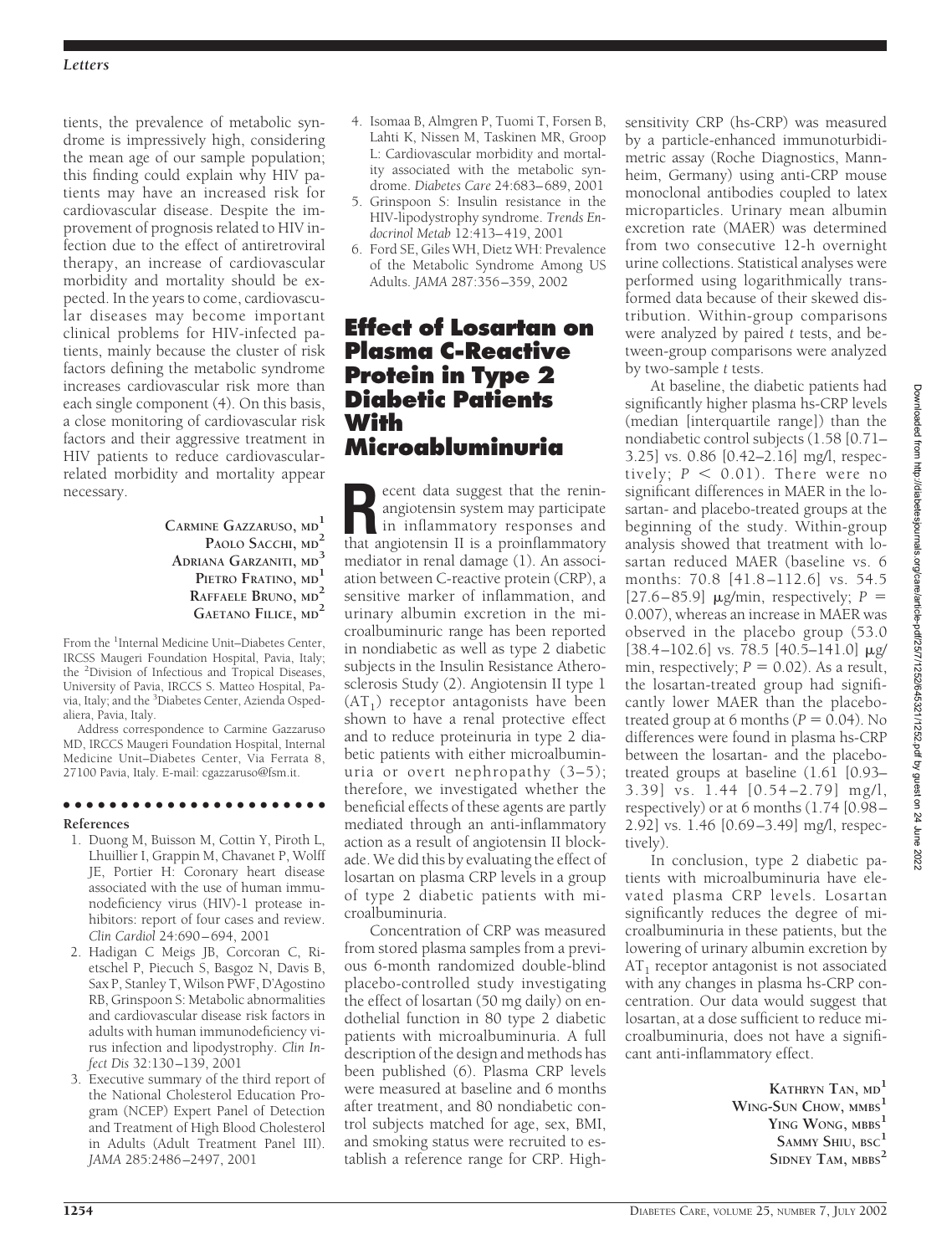tients, the prevalence of metabolic syndrome is impressively high, considering the mean age of our sample population; this finding could explain why HIV patients may have an increased risk for cardiovascular disease. Despite the improvement of prognosis related to HIV infection due to the effect of antiretroviral therapy, an increase of cardiovascular morbidity and mortality should be expected. In the years to come, cardiovascular diseases may become important clinical problems for HIV-infected patients, mainly because the cluster of risk factors defining the metabolic syndrome increases cardiovascular risk more than each single component (4). On this basis, a close monitoring of cardiovascular risk factors and their aggressive treatment in HIV patients to reduce cardiovascular-related morbidity and mortality appear necessary.

**Carmine Gazzaruso, md**[1]
**Paolo Sacchi, md**[2]
**Adriana Garzaniti, md**[3]
**Pietro Fratino, md**[1]
**Raffaele Bruno, md**[2]
**Gaetano Filice, md**[2]

From the [1]Internal Medicine Unit–Diabetes Center, IRCSS Maugeri Foundation Hospital, Pavia, Italy; the [2]Division of Infectious and Tropical Diseases, University of Pavia, IRCCS S. Matteo Hospital, Pavia, Italy; and the [3]Diabetes Center, Azienda Ospedaliera, Pavia, Italy.

Address correspondence to Carmine Gazzaruso MD, IRCCS Maugeri Foundation Hospital, Internal Medicine Unit–Diabetes Center, Via Ferrata 8, 27100 Pavia, Italy. E-mail: cgazzaruso@fsm.it.

**References**

1. Duong M, Buisson M, Cottin Y, Piroth L, Lhuillier I, Grappin M, Chavanet P, Wolff JE, Portier H: Coronary heart disease associated with the use of human immunodeficiency virus (HIV)-1 protease inhibitors: report of four cases and review. *Clin Cardiol* 24:690–694, 2001
2. Hadigan C Meigs JB, Corcoran C, Rietschel P, Piecuch S, Basgoz N, Davis B, Sax P, Stanley T, Wilson PWF, D'Agostino RB, Grinspoon S: Metabolic abnormalities and cardiovascular disease risk factors in adults with human immunodeficiency virus infection and lipodystrophy. *Clin Infect Dis* 32:130–139, 2001
3. Executive summary of the third report of the National Cholesterol Education Program (NCEP) Expert Panel of Detection and Treatment of High Blood Cholesterol in Adults (Adult Treatment Panel III). *JAMA* 285:2486–2497, 2001
4. Isomaa B, Almgren P, Tuomi T, Forsen B, Lahti K, Nissen M, Taskinen MR, Groop L: Cardiovascular morbidity and mortality associated with the metabolic syndrome. *Diabetes Care* 24:683–689, 2001
5. Grinspoon S: Insulin resistance in the HIV-lipodystrophy syndrome. *Trends Endocrinol Metab* 12:413–419, 2001
6. Ford SE, Giles WH, Dietz WH: Prevalence of the Metabolic Syndrome Among US Adults. *JAMA* 287:356–359, 2002

# Effect of Losartan on Plasma C-Reactive Protein in Type 2 Diabetic Patients With Microabluminuria

Recent data suggest that the renin-angiotensin system may participate in inflammatory responses and that angiotensin II is a proinflammatory mediator in renal damage (1). An association between C-reactive protein (CRP), a sensitive marker of inflammation, and urinary albumin excretion in the microalbuminuric range has been reported in nondiabetic as well as type 2 diabetic subjects in the Insulin Resistance Atherosclerosis Study (2). Angiotensin II type 1 ($AT_1$) receptor antagonists have been shown to have a renal protective effect and to reduce proteinuria in type 2 diabetic patients with either microalbuminuria or overt nephropathy (3–5); therefore, we investigated whether the beneficial effects of these agents are partly mediated through an anti-inflammatory action as a result of angiotensin II blockade. We did this by evaluating the effect of losartan on plasma CRP levels in a group of type 2 diabetic patients with microalbuminuria.

Concentration of CRP was measured from stored plasma samples from a previous 6-month randomized double-blind placebo-controlled study investigating the effect of losartan (50 mg daily) on endothelial function in 80 type 2 diabetic patients with microalbuminuria. A full description of the design and methods has been published (6). Plasma CRP levels were measured at baseline and 6 months after treatment, and 80 nondiabetic control subjects matched for age, sex, BMI, and smoking status were recruited to establish a reference range for CRP. High-sensitivity CRP (hs-CRP) was measured by a particle-enhanced immunoturbidimetric assay (Roche Diagnostics, Mannheim, Germany) using anti-CRP mouse monoclonal antibodies coupled to latex microparticles. Urinary mean albumin excretion rate (MAER) was determined from two consecutive 12-h overnight urine collections. Statistical analyses were performed using logarithmically transformed data because of their skewed distribution. Within-group comparisons were analyzed by paired *t* tests, and between-group comparisons were analyzed by two-sample *t* tests.

At baseline, the diabetic patients had significantly higher plasma hs-CRP levels (median [interquartile range]) than the nondiabetic control subjects (1.58 [0.71–3.25] vs. 0.86 [0.42–2.16] mg/l, respectively; $P < 0.01$). There were no significant differences in MAER in the losartan- and placebo-treated groups at the beginning of the study. Within-group analysis showed that treatment with losartan reduced MAER (baseline vs. 6 months: 70.8 [41.8–112.6] vs. 54.5 [27.6–85.9] μg/min, respectively; $P = 0.007$), whereas an increase in MAER was observed in the placebo group (53.0 [38.4–102.6] vs. 78.5 [40.5–141.0] μg/min, respectively; $P = 0.02$). As a result, the losartan-treated group had significantly lower MAER than the placebo-treated group at 6 months ($P = 0.04$). No differences were found in plasma hs-CRP between the losartan- and the placebo-treated groups at baseline (1.61 [0.93–3.39] vs. 1.44 [0.54–2.79] mg/l, respectively) or at 6 months (1.74 [0.98–2.92] vs. 1.46 [0.69–3.49] mg/l, respectively).

In conclusion, type 2 diabetic patients with microalbuminuria have elevated plasma CRP levels. Losartan significantly reduces the degree of microalbuminuria in these patients, but the lowering of urinary albumin excretion by $AT_1$ receptor antagonist is not associated with any changes in plasma hs-CRP concentration. Our data would suggest that losartan, at a dose sufficient to reduce microalbuminuria, does not have a significant anti-inflammatory effect.

**Kathryn Tan, md**[1]
**Wing-Sun Chow, mbbs**[1]
**Ying Wong, mbbs**[1]
**Sammy Shiu, bsc**[1]
**Sidney Tam, mbbs**[2]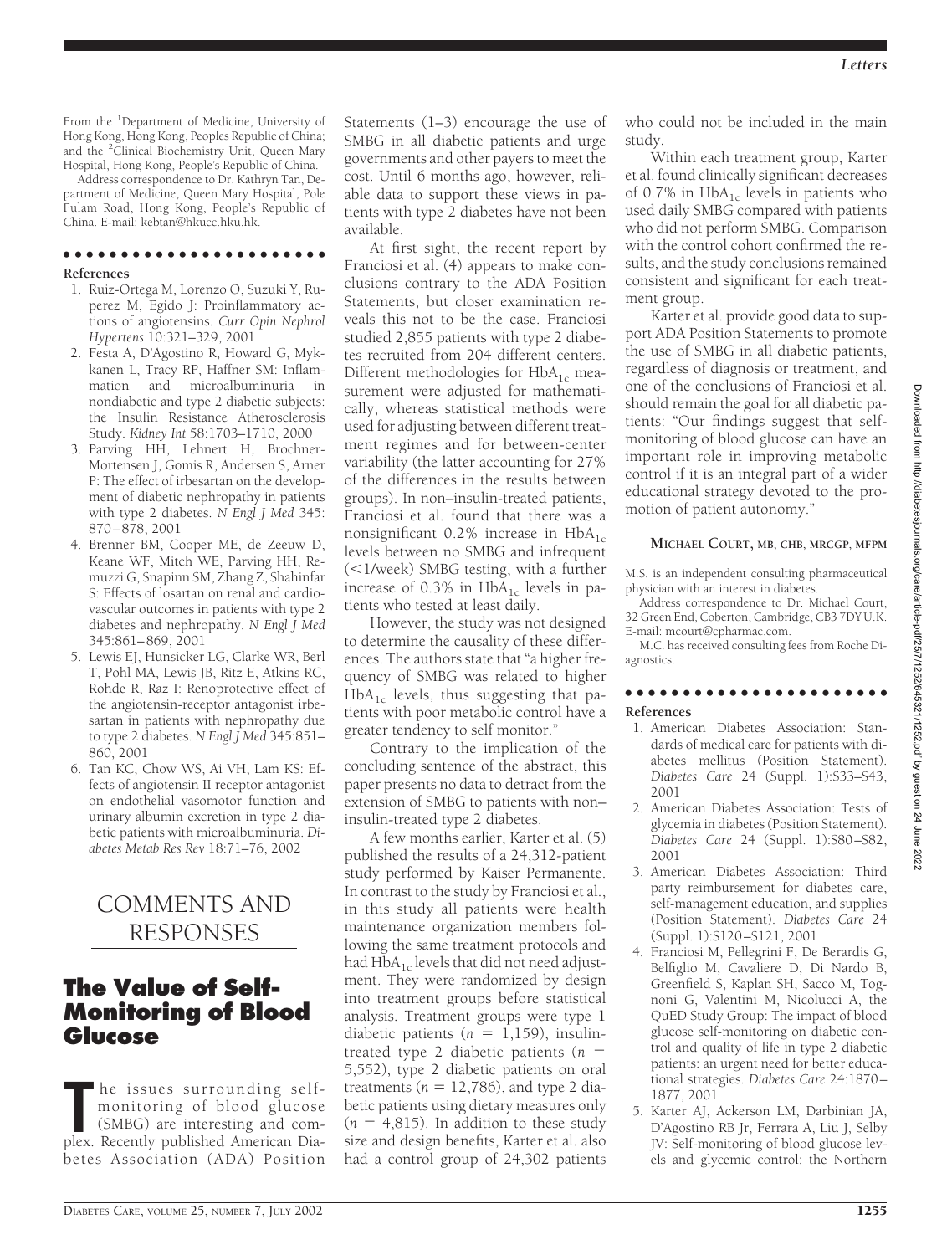From the [1]Department of Medicine, University of Hong Kong, Hong Kong, Peoples Republic of China; and the [2]Clinical Biochemistry Unit, Queen Mary Hospital, Hong Kong, People's Republic of China.

Address correspondence to Dr. Kathryn Tan, Department of Medicine, Queen Mary Hospital, Pole Fulam Road, Hong Kong, People's Republic of China. E-mail: kebtan@hkucc.hku.hk.

**References**

1. Ruiz-Ortega M, Lorenzo O, Suzuki Y, Ruperez M, Egido J: Proinflammatory actions of angiotensins. *Curr Opin Nephrol Hypertens* 10:321–329, 2001
2. Festa A, D'Agostino R, Howard G, Mykkanen L, Tracy RP, Haffner SM: Inflammation and microalbuminuria in nondiabetic and type 2 diabetic subjects: the Insulin Resistance Atherosclerosis Study. *Kidney Int* 58:1703–1710, 2000
3. Parving HH, Lehnert H, Brochner-Mortensen J, Gomis R, Andersen S, Arner P: The effect of irbesartan on the development of diabetic nephropathy in patients with type 2 diabetes. *N Engl J Med* 345:870–878, 2001
4. Brenner BM, Cooper ME, de Zeeuw D, Keane WF, Mitch WE, Parving HH, Remuzzi G, Snapinn SM, Zhang Z, Shahinfar S: Effects of losartan on renal and cardiovascular outcomes in patients with type 2 diabetes and nephropathy. *N Engl J Med* 345:861–869, 2001
5. Lewis EJ, Hunsicker LG, Clarke WR, Berl T, Pohl MA, Lewis JB, Ritz E, Atkins RC, Rohde R, Raz I: Renoprotective effect of the angiotensin-receptor antagonist irbesartan in patients with nephropathy due to type 2 diabetes. *N Engl J Med* 345:851–860, 2001
6. Tan KC, Chow WS, Ai VH, Lam KS: Effects of angiotensin II receptor antagonist on endothelial vasomotor function and urinary albumin excretion in type 2 diabetic patients with microalbuminuria. *Diabetes Metab Res Rev* 18:71–76, 2002

# COMMENTS AND RESPONSES

## The Value of Self-Monitoring of Blood Glucose

The issues surrounding self-monitoring of blood glucose (SMBG) are interesting and complex. Recently published American Diabetes Association (ADA) Position Statements (1–3) encourage the use of SMBG in all diabetic patients and urge governments and other payers to meet the cost. Until 6 months ago, however, reliable data to support these views in patients with type 2 diabetes have not been available.

At first sight, the recent report by Franciosi et al. (4) appears to make conclusions contrary to the ADA Position Statements, but closer examination reveals this not to be the case. Franciosi studied 2,855 patients with type 2 diabetes recruited from 204 different centers. Different methodologies for $HbA_{1c}$ measurement were adjusted for mathematically, whereas statistical methods were used for adjusting between different treatment regimes and for between-center variability (the latter accounting for 27% of the differences in the results between groups). In non–insulin-treated patients, Franciosi et al. found that there was a nonsignificant 0.2% increase in $HbA_{1c}$ levels between no SMBG and infrequent (<1/week) SMBG testing, with a further increase of 0.3% in $HbA_{1c}$ levels in patients who tested at least daily.

However, the study was not designed to determine the causality of these differences. The authors state that "a higher frequency of SMBG was related to higher $HbA_{1c}$ levels, thus suggesting that patients with poor metabolic control have a greater tendency to self monitor."

Contrary to the implication of the concluding sentence of the abstract, this paper presents no data to detract from the extension of SMBG to patients with non–insulin-treated type 2 diabetes.

A few months earlier, Karter et al. (5) published the results of a 24,312-patient study performed by Kaiser Permanente. In contrast to the study by Franciosi et al., in this study all patients were health maintenance organization members following the same treatment protocols and had $HbA_{1c}$ levels that did not need adjustment. They were randomized by design into treatment groups before statistical analysis. Treatment groups were type 1 diabetic patients ($n = 1,159$), insulin-treated type 2 diabetic patients ($n = 5,552$), type 2 diabetic patients on oral treatments ($n = 12,786$), and type 2 diabetic patients using dietary measures only ($n = 4,815$). In addition to these study size and design benefits, Karter et al. also had a control group of 24,302 patients who could not be included in the main study.

Within each treatment group, Karter et al. found clinically significant decreases of 0.7% in $HbA_{1c}$ levels in patients who used daily SMBG compared with patients who did not perform SMBG. Comparison with the control cohort confirmed the results, and the study conclusions remained consistent and significant for each treatment group.

Karter et al. provide good data to support ADA Position Statements to promote the use of SMBG in all diabetic patients, regardless of diagnosis or treatment, and one of the conclusions of Franciosi et al. should remain the goal for all diabetic patients: "Our findings suggest that self-monitoring of blood glucose can have an important role in improving metabolic control if it is an integral part of a wider educational strategy devoted to the promotion of patient autonomy."

**MICHAEL COURT, MB, CHB, MRCGP, MFPM**

M.S. is an independent consulting pharmaceutical physician with an interest in diabetes.

Address correspondence to Dr. Michael Court, 32 Green End, Coberton, Cambridge, CB3 7DY U.K. E-mail: mcourt@cpharmac.com.

M.C. has received consulting fees from Roche Diagnostics.

**References**

1. American Diabetes Association: Standards of medical care for patients with diabetes mellitus (Position Statement). *Diabetes Care* 24 (Suppl. 1):S33–S43, 2001
2. American Diabetes Association: Tests of glycemia in diabetes (Position Statement). *Diabetes Care* 24 (Suppl. 1):S80–S82, 2001
3. American Diabetes Association: Third party reimbursement for diabetes care, self-management education, and supplies (Position Statement). *Diabetes Care* 24 (Suppl. 1):S120–S121, 2001
4. Franciosi M, Pellegrini F, De Berardis G, Belfiglio M, Cavaliere D, Di Nardo B, Greenfield S, Kaplan SH, Sacco M, Tognoni G, Valentini M, Nicolucci A, the QuED Study Group: The impact of blood glucose self-monitoring on diabetic control and quality of life in type 2 diabetic patients: an urgent need for better educational strategies. *Diabetes Care* 24:1870–1877, 2001
5. Karter AJ, Ackerson LM, Darbinian JA, D'Agostino RB Jr, Ferrara A, Liu J, Selby JV: Self-monitoring of blood glucose levels and glycemic control: the Northern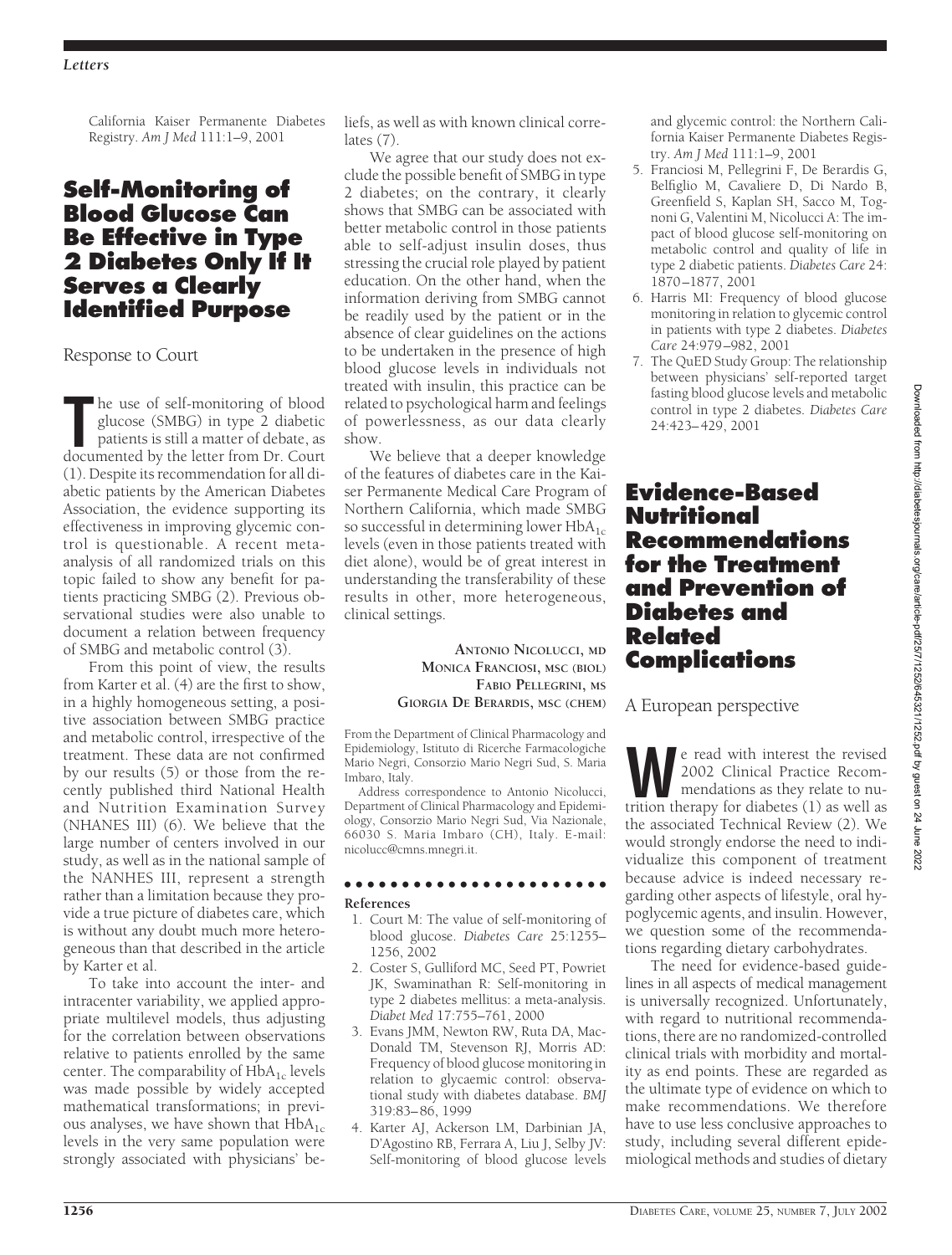California Kaiser Permanente Diabetes Registry. *Am J Med* 111:1–9, 2001

# Self-Monitoring of Blood Glucose Can Be Effective in Type 2 Diabetes Only If It Serves a Clearly Identified Purpose

## Response to Court

The use of self-monitoring of blood glucose (SMBG) in type 2 diabetic patients is still a matter of debate, as documented by the letter from Dr. Court (1). Despite its recommendation for all diabetic patients by the American Diabetes Association, the evidence supporting its effectiveness in improving glycemic control is questionable. A recent meta-analysis of all randomized trials on this topic failed to show any benefit for patients practicing SMBG (2). Previous observational studies were also unable to document a relation between frequency of SMBG and metabolic control (3).

From this point of view, the results from Karter et al. (4) are the first to show, in a highly homogeneous setting, a positive association between SMBG practice and metabolic control, irrespective of the treatment. These data are not confirmed by our results (5) or those from the recently published third National Health and Nutrition Examination Survey (NHANES III) (6). We believe that the large number of centers involved in our study, as well as in the national sample of the NANHES III, represent a strength rather than a limitation because they provide a true picture of diabetes care, which is without any doubt much more heterogeneous than that described in the article by Karter et al.

To take into account the inter- and intracenter variability, we applied appropriate multilevel models, thus adjusting for the correlation between observations relative to patients enrolled by the same center. The comparability of $HbA_{1c}$ levels was made possible by widely accepted mathematical transformations; in previous analyses, we have shown that $HbA_{1c}$ levels in the very same population were strongly associated with physicians' beliefs, as well as with known clinical correlates (7).

We agree that our study does not exclude the possible benefit of SMBG in type 2 diabetes; on the contrary, it clearly shows that SMBG can be associated with better metabolic control in those patients able to self-adjust insulin doses, thus stressing the crucial role played by patient education. On the other hand, when the information deriving from SMBG cannot be readily used by the patient or in the absence of clear guidelines on the actions to be undertaken in the presence of high blood glucose levels in individuals not treated with insulin, this practice can be related to psychological harm and feelings of powerlessness, as our data clearly show.

We believe that a deeper knowledge of the features of diabetes care in the Kaiser Permanente Medical Care Program of Northern California, which made SMBG so successful in determining lower $HbA_{1c}$ levels (even in those patients treated with diet alone), would be of great interest in understanding the transferability of these results in other, more heterogeneous, clinical settings.

**Antonio Nicolucci, md**
**Monica Franciosi, msc (biol)**
**Fabio Pellegrini, ms**
**Giorgia De Berardis, msc (chem)**

From the Department of Clinical Pharmacology and Epidemiology, Istituto di Ricerche Farmacologiche Mario Negri, Consorzio Mario Negri Sud, S. Maria Imbaro, Italy.

Address correspondence to Antonio Nicolucci, Department of Clinical Pharmacology and Epidemiology, Consorzio Mario Negri Sud, Via Nazionale, 66030 S. Maria Imbaro (CH), Italy. E-mail: nicolucc@cmns.mnegri.it.

### References

1. Court M: The value of self-monitoring of blood glucose. *Diabetes Care* 25:1255–1256, 2002
2. Coster S, Gulliford MC, Seed PT, Powriet JK, Swaminathan R: Self-monitoring in type 2 diabetes mellitus: a meta-analysis. *Diabet Med* 17:755–761, 2000
3. Evans JMM, Newton RW, Ruta DA, MacDonald TM, Stevenson RJ, Morris AD: Frequency of blood glucose monitoring in relation to glycaemic control: observational study with diabetes database. *BMJ* 319:83–86, 1999
4. Karter AJ, Ackerson LM, Darbinian JA, D'Agostino RB, Ferrara A, Liu J, Selby JV: Self-monitoring of blood glucose levels and glycemic control: the Northern California Kaiser Permanente Diabetes Registry. *Am J Med* 111:1–9, 2001
5. Franciosi M, Pellegrini F, De Berardis G, Belfiglio M, Cavaliere D, Di Nardo B, Greenfield S, Kaplan SH, Sacco M, Tognoni G, Valentini M, Nicolucci A: The impact of blood glucose self-monitoring on metabolic control and quality of life in type 2 diabetic patients. *Diabetes Care* 24: 1870–1877, 2001
6. Harris MI: Frequency of blood glucose monitoring in relation to glycemic control in patients with type 2 diabetes. *Diabetes Care* 24:979–982, 2001
7. The QuED Study Group: The relationship between physicians' self-reported target fasting blood glucose levels and metabolic control in type 2 diabetes. *Diabetes Care* 24:423–429, 2001

# Evidence-Based Nutritional Recommendations for the Treatment and Prevention of Diabetes and Related Complications

## A European perspective

We read with interest the revised 2002 Clinical Practice Recommendations as they relate to nutrition therapy for diabetes (1) as well as the associated Technical Review (2). We would strongly endorse the need to individualize this component of treatment because advice is indeed necessary regarding other aspects of lifestyle, oral hypoglycemic agents, and insulin. However, we question some of the recommendations regarding dietary carbohydrates.

The need for evidence-based guidelines in all aspects of medical management is universally recognized. Unfortunately, with regard to nutritional recommendations, there are no randomized-controlled clinical trials with morbidity and mortality as end points. These are regarded as the ultimate type of evidence on which to make recommendations. We therefore have to use less conclusive approaches to study, including several different epidemiological methods and studies of dietary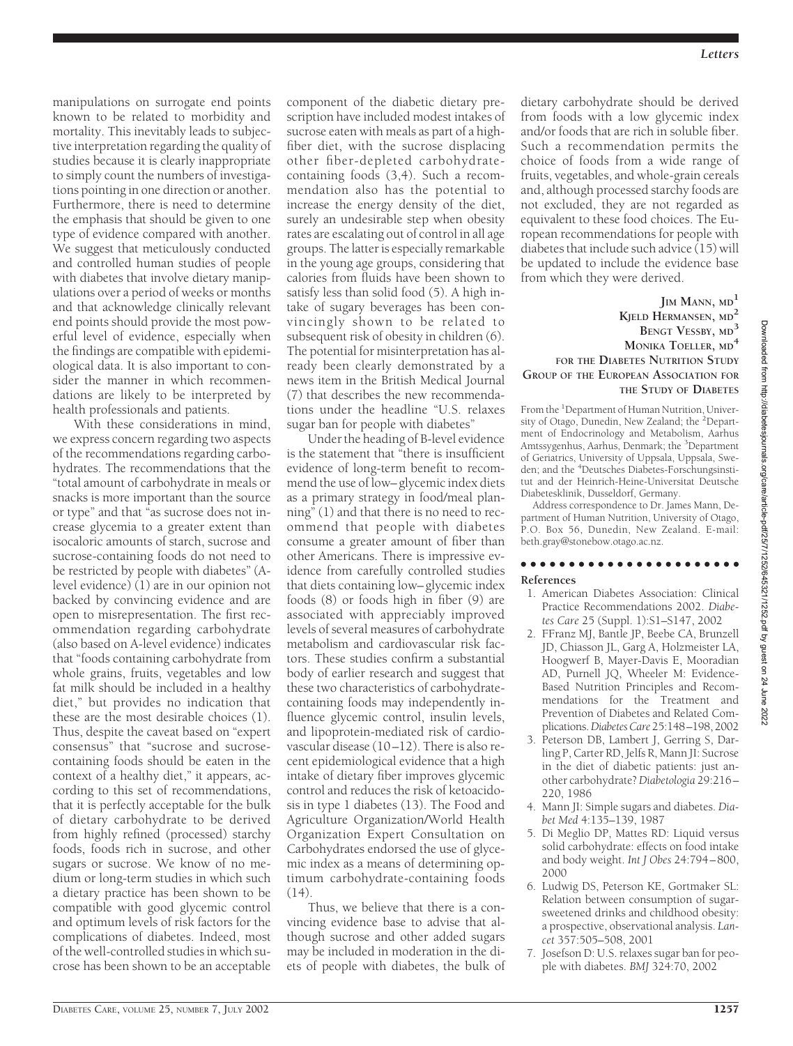manipulations on surrogate end points known to be related to morbidity and mortality. This inevitably leads to subjective interpretation regarding the quality of studies because it is clearly inappropriate to simply count the numbers of investigations pointing in one direction or another. Furthermore, there is need to determine the emphasis that should be given to one type of evidence compared with another. We suggest that meticulously conducted and controlled human studies of people with diabetes that involve dietary manipulations over a period of weeks or months and that acknowledge clinically relevant end points should provide the most powerful level of evidence, especially when the findings are compatible with epidemiological data. It is also important to consider the manner in which recommendations are likely to be interpreted by health professionals and patients.

With these considerations in mind, we express concern regarding two aspects of the recommendations regarding carbohydrates. The recommendations that the "total amount of carbohydrate in meals or snacks is more important than the source or type" and that "as sucrose does not increase glycemia to a greater extent than isocaloric amounts of starch, sucrose and sucrose-containing foods do not need to be restricted by people with diabetes" (A-level evidence) (1) are in our opinion not backed by convincing evidence and are open to misrepresentation. The first recommendation regarding carbohydrate (also based on A-level evidence) indicates that "foods containing carbohydrate from whole grains, fruits, vegetables and low fat milk should be included in a healthy diet," but provides no indication that these are the most desirable choices (1). Thus, despite the caveat based on "expert consensus" that "sucrose and sucrose-containing foods should be eaten in the context of a healthy diet," it appears, according to this set of recommendations, that it is perfectly acceptable for the bulk of dietary carbohydrate to be derived from highly refined (processed) starchy foods, foods rich in sucrose, and other sugars or sucrose. We know of no medium or long-term studies in which such a dietary practice has been shown to be compatible with good glycemic control and optimum levels of risk factors for the complications of diabetes. Indeed, most of the well-controlled studies in which sucrose has been shown to be an acceptable component of the diabetic dietary prescription have included modest intakes of sucrose eaten with meals as part of a high-fiber diet, with the sucrose displacing other fiber-depleted carbohydrate-containing foods (3,4). Such a recommendation also has the potential to increase the energy density of the diet, surely an undesirable step when obesity rates are escalating out of control in all age groups. The latter is especially remarkable in the young age groups, considering that calories from fluids have been shown to satisfy less than solid food (5). A high intake of sugary beverages has been convincingly shown to be related to subsequent risk of obesity in children (6). The potential for misinterpretation has already been clearly demonstrated by a news item in the British Medical Journal (7) that describes the new recommendations under the headline "U.S. relaxes sugar ban for people with diabetes"

Under the heading of B-level evidence is the statement that "there is insufficient evidence of long-term benefit to recommend the use of low–glycemic index diets as a primary strategy in food/meal planning" (1) and that there is no need to recommend that people with diabetes consume a greater amount of fiber than other Americans. There is impressive evidence from carefully controlled studies that diets containing low–glycemic index foods (8) or foods high in fiber (9) are associated with appreciably improved levels of several measures of carbohydrate metabolism and cardiovascular risk factors. These studies confirm a substantial body of earlier research and suggest that these two characteristics of carbohydrate-containing foods may independently influence glycemic control, insulin levels, and lipoprotein-mediated risk of cardiovascular disease (10–12). There is also recent epidemiological evidence that a high intake of dietary fiber improves glycemic control and reduces the risk of ketoacidosis in type 1 diabetes (13). The Food and Agriculture Organization/World Health Organization Expert Consultation on Carbohydrates endorsed the use of glycemic index as a means of determining optimum carbohydrate-containing foods (14).

Thus, we believe that there is a convincing evidence base to advise that although sucrose and other added sugars may be included in moderation in the diets of people with diabetes, the bulk of dietary carbohydrate should be derived from foods with a low glycemic index and/or foods that are rich in soluble fiber. Such a recommendation permits the choice of foods from a wide range of fruits, vegetables, and whole-grain cereals and, although processed starchy foods are not excluded, they are not regarded as equivalent to these food choices. The European recommendations for people with diabetes that include such advice (15) will be updated to include the evidence base from which they were derived.

**Jim Mann, md**[1]
**Kjeld Hermansen, md**[2]
**Bengt Vessby, md**[3]
**Monika Toeller, md**[4]
**for the Diabetes Nutrition Study Group of the European Association for the Study of Diabetes**

From the [1]Department of Human Nutrition, University of Otago, Dunedin, New Zealand; the [2]Department of Endocrinology and Metabolism, Aarhus Amtssygenhus, Aarhus, Denmark; the [3]Department of Geriatrics, University of Uppsala, Uppsala, Sweden; and the [4]Deutsches Diabetes-Forschungsinstitut and der Heinrich-Heine-Universitat Deutsche Diabetesklinik, Dusseldorf, Germany.

Address correspondence to Dr. James Mann, Department of Human Nutrition, University of Otago, P.O. Box 56, Dunedin, New Zealand. E-mail: beth.gray@stonebow.otago.ac.nz.

## References

1. American Diabetes Association: Clinical Practice Recommendations 2002. *Diabetes Care* 25 (Suppl. 1):S1–S147, 2002
2. FFranz MJ, Bantle JP, Beebe CA, Brunzell JD, Chiasson JL, Garg A, Holzmeister LA, Hoogwerf B, Mayer-Davis E, Mooradian AD, Purnell JQ, Wheeler M: Evidence-Based Nutrition Principles and Recommendations for the Treatment and Prevention of Diabetes and Related Complications. *Diabetes Care* 25:148–198, 2002
3. Peterson DB, Lambert J, Gerring S, Darling P, Carter RD, Jelfs R, Mann JI: Sucrose in the diet of diabetic patients: just another carbohydrate? *Diabetologia* 29:216–220, 1986
4. Mann JI: Simple sugars and diabetes. *Diabet Med* 4:135–139, 1987
5. Di Meglio DP, Mattes RD: Liquid versus solid carbohydrate: effects on food intake and body weight. *Int J Obes* 24:794–800, 2000
6. Ludwig DS, Peterson KE, Gortmaker SL: Relation between consumption of sugar-sweetened drinks and childhood obesity: a prospective, observational analysis. *Lancet* 357:505–508, 2001
7. Josefson D: U.S. relaxes sugar ban for people with diabetes. *BMJ* 324:70, 2002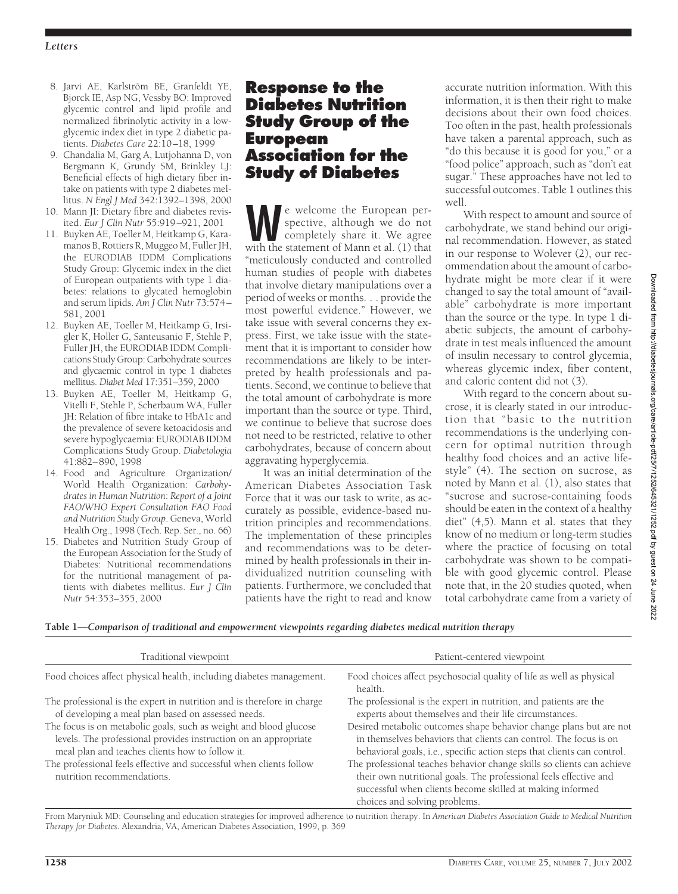8. Jarvi AE, Karlström BE, Granfeldt YE, Bjorck IE, Asp NG, Vessby BO: Improved glycemic control and lipid profile and normalized fibrinolytic activity in a low-glycemic index diet in type 2 diabetic patients. *Diabetes Care* 22:10–18, 1999
9. Chandalia M, Garg A, Lutjohanna D, von Bergmann K, Grundy SM, Brinkley LJ: Beneficial effects of high dietary fiber intake on patients with type 2 diabetes mellitus. *N Engl J Med* 342:1392–1398, 2000
10. Mann JI: Dietary fibre and diabetes revisited. *Eur J Clin Nutr* 55:919–921, 2001
11. Buyken AE, Toeller M, Heitkamp G, Karamanos B, Rottiers R, Muggeo M, Fuller JH, the EURODIAB IDDM Complications Study Group: Glycemic index in the diet of European outpatients with type 1 diabetes: relations to glycated hemoglobin and serum lipids. *Am J Clin Nutr* 73:574–581, 2001
12. Buyken AE, Toeller M, Heitkamp G, Irsigler K, Holler G, Santeusanio F, Stehle P, Fuller JH, the EURODIAB IDDM Complications Study Group: Carbohydrate sources and glycaemic control in type 1 diabetes mellitus. *Diabet Med* 17:351–359, 2000
13. Buyken AE, Toeller M, Heitkamp G, Vitelli F, Stehle P, Scherbaum WA, Fuller JH: Relation of fibre intake to HbA1c and the prevalence of severe ketoacidosis and severe hypoglycaemia: EURODIAB IDDM Complications Study Group. *Diabetologia* 41:882–890, 1998
14. Food and Agriculture Organization/World Health Organization: *Carbohydrates in Human Nutrition: Report of a Joint FAO/WHO Expert Consultation FAO Food and Nutrition Study Group*. Geneva, World Health Org., 1998 (Tech. Rep. Ser., no. 66)
15. Diabetes and Nutrition Study Group of the European Association for the Study of Diabetes: Nutritional recommendations for the nutritional management of patients with diabetes mellitus. *Eur J Clin Nutr* 54:353–355, 2000

# Response to the Diabetes Nutrition Study Group of the European Association for the Study of Diabetes

We welcome the European perspective, although we do not completely share it. We agree with the statement of Mann et al. (1) that "meticulously conducted and controlled human studies of people with diabetes that involve dietary manipulations over a period of weeks or months. . . provide the most powerful evidence." However, we take issue with several concerns they express. First, we take issue with the statement that it is important to consider how recommendations are likely to be interpreted by health professionals and patients. Second, we continue to believe that the total amount of carbohydrate is more important than the source or type. Third, we continue to believe that sucrose does not need to be restricted, relative to other carbohydrates, because of concern about aggravating hyperglycemia.

It was an initial determination of the American Diabetes Association Task Force that it was our task to write, as accurately as possible, evidence-based nutrition principles and recommendations. The implementation of these principles and recommendations was to be determined by health professionals in their individualized nutrition counseling with patients. Furthermore, we concluded that patients have the right to read and know accurate nutrition information. With this information, it is then their right to make decisions about their own food choices. Too often in the past, health professionals have taken a parental approach, such as "do this because it is good for you," or a "food police" approach, such as "don't eat sugar." These approaches have not led to successful outcomes. Table 1 outlines this well.

With respect to amount and source of carbohydrate, we stand behind our original recommendation. However, as stated in our response to Wolever (2), our recommendation about the amount of carbohydrate might be more clear if it were changed to say the total amount of "available" carbohydrate is more important than the source or the type. In type 1 diabetic subjects, the amount of carbohydrate in test meals influenced the amount of insulin necessary to control glycemia, whereas glycemic index, fiber content, and caloric content did not (3).

With regard to the concern about sucrose, it is clearly stated in our introduction that "basic to the nutrition recommendations is the underlying concern for optimal nutrition through healthy food choices and an active lifestyle" (4). The section on sucrose, as noted by Mann et al. (1), also states that "sucrose and sucrose-containing foods should be eaten in the context of a healthy diet" (4,5). Mann et al. states that they know of no medium or long-term studies where the practice of focusing on total carbohydrate was shown to be compatible with good glycemic control. Please note that, in the 20 studies quoted, when total carbohydrate came from a variety of

**Table 1—*Comparison of traditional and empowerment viewpoints regarding diabetes medical nutrition therapy***

| Traditional viewpoint | Patient-centered viewpoint |
|---|---|
| Food choices affect physical health, including diabetes management. | Food choices affect psychosocial quality of life as well as physical health. |
| The professional is the expert in nutrition and is therefore in charge of developing a meal plan based on assessed needs. | The professional is the expert in nutrition, and patients are the experts about themselves and their life circumstances. |
| The focus is on metabolic goals, such as weight and blood glucose levels. The professional provides instruction on an appropriate meal plan and teaches clients how to follow it. | Desired metabolic outcomes shape behavior change plans but are not in themselves behaviors that clients can control. The focus is on behavioral goals, i.e., specific action steps that clients can control. |
| The professional feels effective and successful when clients follow nutrition recommendations. | The professional teaches behavior change skills so clients can achieve their own nutritional goals. The professional feels effective and successful when clients become skilled at making informed choices and solving problems. |

From Maryniuk MD: Counseling and education strategies for improved adherence to nutrition therapy. In *American Diabetes Association Guide to Medical Nutrition Therapy for Diabetes*. Alexandria, VA, American Diabetes Association, 1999, p. 369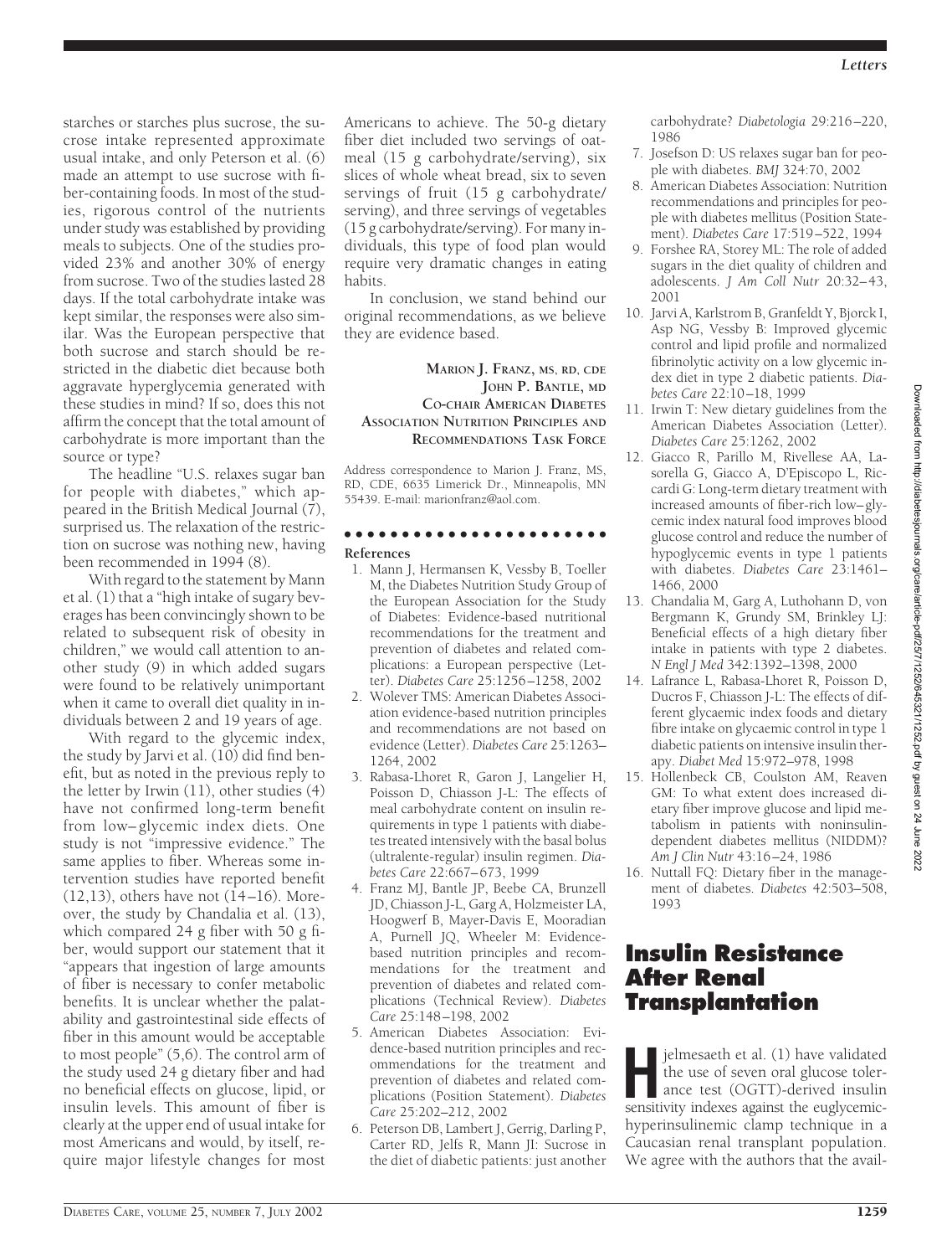starches or starches plus sucrose, the sucrose intake represented approximate usual intake, and only Peterson et al. (6) made an attempt to use sucrose with fiber-containing foods. In most of the studies, rigorous control of the nutrients under study was established by providing meals to subjects. One of the studies provided 23% and another 30% of energy from sucrose. Two of the studies lasted 28 days. If the total carbohydrate intake was kept similar, the responses were also similar. Was the European perspective that both sucrose and starch should be restricted in the diabetic diet because both aggravate hyperglycemia generated with these studies in mind? If so, does this not affirm the concept that the total amount of carbohydrate is more important than the source or type?

The headline "U.S. relaxes sugar ban for people with diabetes," which appeared in the British Medical Journal (7), surprised us. The relaxation of the restriction on sucrose was nothing new, having been recommended in 1994 (8).

With regard to the statement by Mann et al. (1) that a "high intake of sugary beverages has been convincingly shown to be related to subsequent risk of obesity in children," we would call attention to another study (9) in which added sugars were found to be relatively unimportant when it came to overall diet quality in individuals between 2 and 19 years of age.

With regard to the glycemic index, the study by Jarvi et al. (10) did find benefit, but as noted in the previous reply to the letter by Irwin (11), other studies (4) have not confirmed long-term benefit from low–glycemic index diets. One study is not "impressive evidence." The same applies to fiber. Whereas some intervention studies have reported benefit (12,13), others have not (14–16). Moreover, the study by Chandalia et al. (13), which compared 24 g fiber with 50 g fiber, would support our statement that it "appears that ingestion of large amounts of fiber is necessary to confer metabolic benefits. It is unclear whether the palatability and gastrointestinal side effects of fiber in this amount would be acceptable to most people" (5,6). The control arm of the study used 24 g dietary fiber and had no beneficial effects on glucose, lipid, or insulin levels. This amount of fiber is clearly at the upper end of usual intake for most Americans and would, by itself, require major lifestyle changes for most Americans to achieve. The 50-g dietary fiber diet included two servings of oatmeal (15 g carbohydrate/serving), six slices of whole wheat bread, six to seven servings of fruit (15 g carbohydrate/serving), and three servings of vegetables (15 g carbohydrate/serving). For many individuals, this type of food plan would require very dramatic changes in eating habits.

In conclusion, we stand behind our original recommendations, as we believe they are evidence based.

**MARION J. FRANZ, MS, RD, CDE**
**JOHN P. BANTLE, MD**
**CO-CHAIR AMERICAN DIABETES ASSOCIATION NUTRITION PRINCIPLES AND RECOMMENDATIONS TASK FORCE**

Address correspondence to Marion J. Franz, MS, RD, CDE, 6635 Limerick Dr., Minneapolis, MN 55439. E-mail: marionfranz@aol.com.

## References

1. Mann J, Hermansen K, Vessby B, Toeller M, the Diabetes Nutrition Study Group of the European Association for the Study of Diabetes: Evidence-based nutritional recommendations for the treatment and prevention of diabetes and related complications: a European perspective (Letter). *Diabetes Care* 25:1256–1258, 2002
2. Wolever TMS: American Diabetes Association evidence-based nutrition principles and recommendations are not based on evidence (Letter). *Diabetes Care* 25:1263–1264, 2002
3. Rabasa-Lhoret R, Garon J, Langelier H, Poisson D, Chiasson J-L: The effects of meal carbohydrate content on insulin requirements in type 1 patients with diabetes treated intensively with the basal bolus (ultralente-regular) insulin regimen. *Diabetes Care* 22:667–673, 1999
4. Franz MJ, Bantle JP, Beebe CA, Brunzell JD, Chiasson J-L, Garg A, Holzmeister LA, Hoogwerf B, Mayer-Davis E, Mooradian A, Purnell JQ, Wheeler M: Evidence-based nutrition principles and recommendations for the treatment and prevention of diabetes and related complications (Technical Review). *Diabetes Care* 25:148–198, 2002
5. American Diabetes Association: Evidence-based nutrition principles and recommendations for the treatment and prevention of diabetes and related complications (Position Statement). *Diabetes Care* 25:202–212, 2002
6. Peterson DB, Lambert J, Gerrig, Darling P, Carter RD, Jelfs R, Mann JI: Sucrose in the diet of diabetic patients: just another carbohydrate? *Diabetologia* 29:216–220, 1986
7. Josefson D: US relaxes sugar ban for people with diabetes. *BMJ* 324:70, 2002
8. American Diabetes Association: Nutrition recommendations and principles for people with diabetes mellitus (Position Statement). *Diabetes Care* 17:519–522, 1994
9. Forshee RA, Storey ML: The role of added sugars in the diet quality of children and adolescents. *J Am Coll Nutr* 20:32–43, 2001
10. Jarvi A, Karlstrom B, Granfeldt Y, Bjorck I, Asp NG, Vessby B: Improved glycemic control and lipid profile and normalized fibrinolytic activity on a low glycemic index diet in type 2 diabetic patients. *Diabetes Care* 22:10–18, 1999
11. Irwin T: New dietary guidelines from the American Diabetes Association (Letter). *Diabetes Care* 25:1262, 2002
12. Giacco R, Parillo M, Rivellese AA, Lasorella G, Giacco A, D'Episcopo L, Riccardi G: Long-term dietary treatment with increased amounts of fiber-rich low–glycemic index natural food improves blood glucose control and reduce the number of hypoglycemic events in type 1 patients with diabetes. *Diabetes Care* 23:1461–1466, 2000
13. Chandalia M, Garg A, Luthohann D, von Bergmann K, Grundy SM, Brinkley LJ: Beneficial effects of a high dietary fiber intake in patients with type 2 diabetes. *N Engl J Med* 342:1392–1398, 2000
14. Lafrance L, Rabasa-Lhoret R, Poisson D, Ducros F, Chiasson J-L: The effects of different glycaemic index foods and dietary fibre intake on glycaemic control in type 1 diabetic patients on intensive insulin therapy. *Diabet Med* 15:972–978, 1998
15. Hollenbeck CB, Coulston AM, Reaven GM: To what extent does increased dietary fiber improve glucose and lipid metabolism in patients with noninsulin-dependent diabetes mellitus (NIDDM)? *Am J Clin Nutr* 43:16–24, 1986
16. Nuttall FQ: Dietary fiber in the management of diabetes. *Diabetes* 42:503–508, 1993

# Insulin Resistance After Renal Transplantation

Hjelmesaeth et al. (1) have validated the use of seven oral glucose tolerance test (OGTT)-derived insulin sensitivity indexes against the euglycemic-hyperinsulinemic clamp technique in a Caucasian renal transplant population. We agree with the authors that the avail-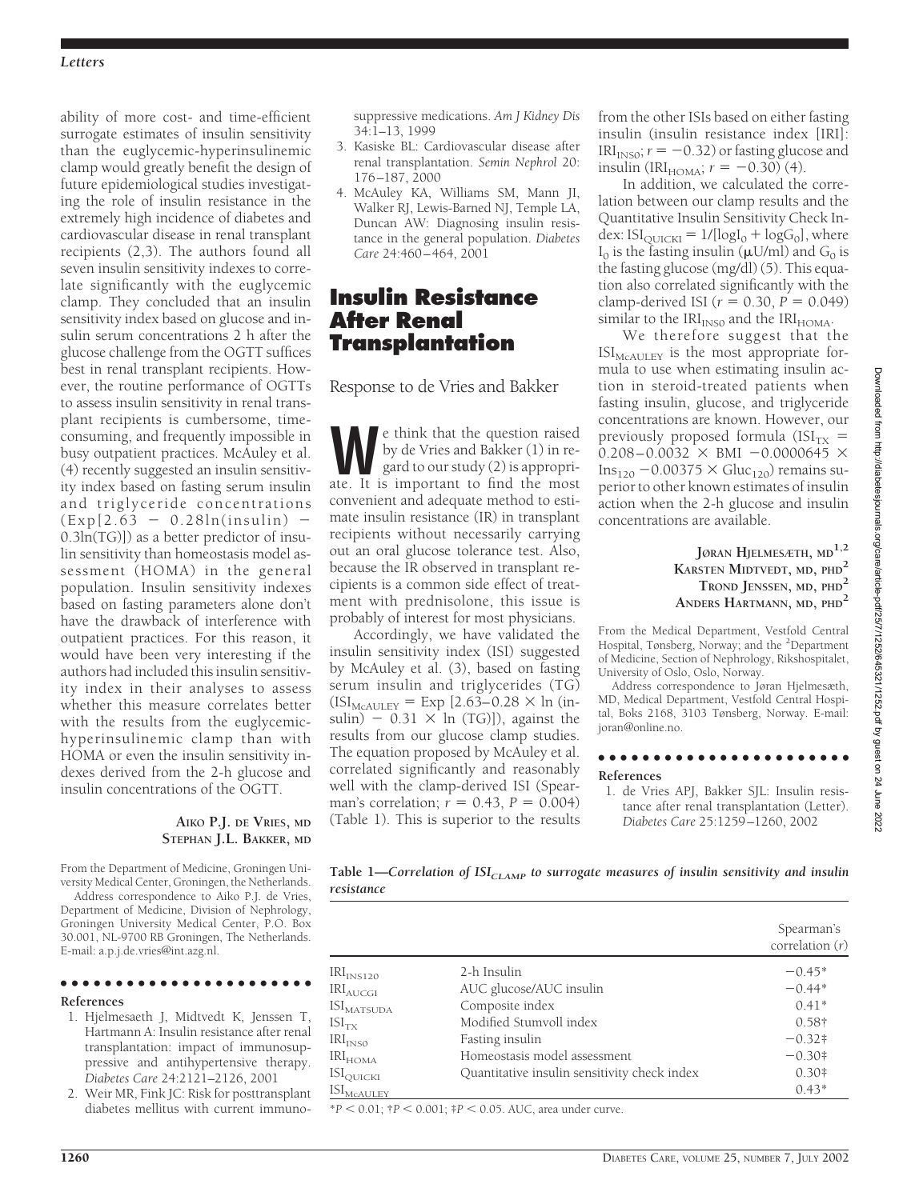ability of more cost- and time-efficient surrogate estimates of insulin sensitivity than the euglycemic-hyperinsulinemic clamp would greatly benefit the design of future epidemiological studies investigating the role of insulin resistance in the extremely high incidence of diabetes and cardiovascular disease in renal transplant recipients (2,3). The authors found all seven insulin sensitivity indexes to correlate significantly with the euglycemic clamp. They concluded that an insulin sensitivity index based on glucose and insulin serum concentrations 2 h after the glucose challenge from the OGTT suffices best in renal transplant recipients. However, the routine performance of OGTTs to assess insulin sensitivity in renal transplant recipients is cumbersome, time-consuming, and frequently impossible in busy outpatient practices. McAuley et al. (4) recently suggested an insulin sensitivity index based on fasting serum insulin and triglyceride concentrations $(\text{Exp}[2.63 - 0.28\ln(\text{insulin}) - 0.3\ln(\text{TG})])$ as a better predictor of insulin sensitivity than homeostasis model assessment (HOMA) in the general population. Insulin sensitivity indexes based on fasting parameters alone don't have the drawback of interference with outpatient practices. For this reason, it would have been very interesting if the authors had included this insulin sensitivity index in their analyses to assess whether this measure correlates better with the results from the euglycemic-hyperinsulinemic clamp than with HOMA or even the insulin sensitivity indexes derived from the 2-h glucose and insulin concentrations of the OGTT.

**AIKO P.J. DE VRIES, MD**
**STEPHAN J.L. BAKKER, MD**

From the Department of Medicine, Groningen University Medical Center, Groningen, the Netherlands.

Address correspondence to Aiko P.J. de Vries, Department of Medicine, Division of Nephrology, Groningen University Medical Center, P.O. Box 30.001, NL-9700 RB Groningen, The Netherlands. E-mail: a.p.j.de.vries@int.azg.nl.

#### References

1. Hjelmesaeth J, Midtvedt K, Jenssen T, Hartmann A: Insulin resistance after renal transplantation: impact of immunosuppressive and antihypertensive therapy. *Diabetes Care* 24:2121–2126, 2001
2. Weir MR, Fink JC: Risk for posttransplant diabetes mellitus with current immunosuppressive medications. *Am J Kidney Dis* 34:1–13, 1999
3. Kasiske BL: Cardiovascular disease after renal transplantation. *Semin Nephrol* 20: 176–187, 2000
4. McAuley KA, Williams SM, Mann JI, Walker RJ, Lewis-Barned NJ, Temple LA, Duncan AW: Diagnosing insulin resistance in the general population. *Diabetes Care* 24:460–464, 2001

## Insulin Resistance After Renal Transplantation

Response to de Vries and Bakker

We think that the question raised by de Vries and Bakker (1) in regard to our study (2) is appropriate. It is important to find the most convenient and adequate method to estimate insulin resistance (IR) in transplant recipients without necessarily carrying out an oral glucose tolerance test. Also, because the IR observed in transplant recipients is a common side effect of treatment with prednisolone, this issue is probably of interest for most physicians.

Accordingly, we have validated the insulin sensitivity index (ISI) suggested by McAuley et al. (3), based on fasting serum insulin and triglycerides (TG) $(\text{ISI}_{\text{McAULEY}} = \text{Exp}\,[2.63\text{–}0.28 \times \ln\,(\text{insulin}) - 0.31 \times \ln\,(\text{TG})])$, against the results from our glucose clamp studies. The equation proposed by McAuley et al. correlated significantly and reasonably well with the clamp-derived ISI (Spearman's correlation; $r = 0.43$, $P = 0.004$) (Table 1). This is superior to the results from the other ISIs based on either fasting insulin (insulin resistance index [IRI]: $\text{IRI}_{\text{INS0}}$; $r = -0.32$) or fasting glucose and insulin ($\text{IRI}_{\text{HOMA}}$; $r = -0.30$) (4).

In addition, we calculated the correlation between our clamp results and the Quantitative Insulin Sensitivity Check Index: $\text{ISI}_{\text{QUICKI}} = 1/[\log\text{I}_0 + \log\text{G}_0]$, where $\text{I}_0$ is the fasting insulin (μU/ml) and $\text{G}_0$ is the fasting glucose (mg/dl) (5). This equation also correlated significantly with the clamp-derived ISI ($r = 0.30$, $P = 0.049$) similar to the $\text{IRI}_{\text{INS0}}$ and the $\text{IRI}_{\text{HOMA}}$.

We therefore suggest that the $\text{ISI}_{\text{McAULEY}}$ is the most appropriate formula to use when estimating insulin action in steroid-treated patients when fasting insulin, glucose, and triglyceride concentrations are known. However, our previously proposed formula $(\text{ISI}_{\text{TX}} = 0.208 - 0.0032 \times \text{BMI} - 0.0000645 \times \text{Ins}_{120} - 0.00375 \times \text{Gluc}_{120})$ remains superior to other known estimates of insulin action when the 2-h glucose and insulin concentrations are available.

**JØRAN HJELMESÆTH, MD[1,2]**
**KARSTEN MIDTVEDT, MD, PHD[2]**
**TROND JENSSEN, MD, PHD[2]**
**ANDERS HARTMANN, MD, PHD[2]**

From the Medical Department, Vestfold Central Hospital, Tønsberg, Norway; and the [2]Department of Medicine, Section of Nephrology, Rikshospitalet, University of Oslo, Oslo, Norway.

Address correspondence to Jøran Hjelmesæth, MD, Medical Department, Vestfold Central Hospital, Boks 2168, 3103 Tønsberg, Norway. E-mail: joran@online.no.

#### References

1. de Vries APJ, Bakker SJL: Insulin resistance after renal transplantation (Letter). *Diabetes Care* 25:1259–1260, 2002

**Table 1—*Correlation of $ISI_{CLAMP}$ to surrogate measures of insulin sensitivity and insulin resistance***

| | | Spearman's correlation ($r$) |
|---|---|---|
| $\text{IRI}_{\text{INS120}}$ | 2-h Insulin | −0.45* |
| $\text{IRI}_{\text{AUCGI}}$ | AUC glucose/AUC insulin | −0.44* |
| $\text{ISI}_{\text{MATSUDA}}$ | Composite index | 0.41* |
| $\text{ISI}_{\text{TX}}$ | Modified Stumvoll index | 0.58† |
| $\text{IRI}_{\text{INS0}}$ | Fasting insulin | −0.32‡ |
| $\text{IRI}_{\text{HOMA}}$ | Homeostasis model assessment | −0.30‡ |
| $\text{ISI}_{\text{QUICKI}}$ | Quantitative insulin sensitivity check index | 0.30‡ |
| $\text{ISI}_{\text{McAULEY}}$ | | 0.43* |

*$P < 0.01$; †$P < 0.001$; ‡$P < 0.05$. AUC, area under curve.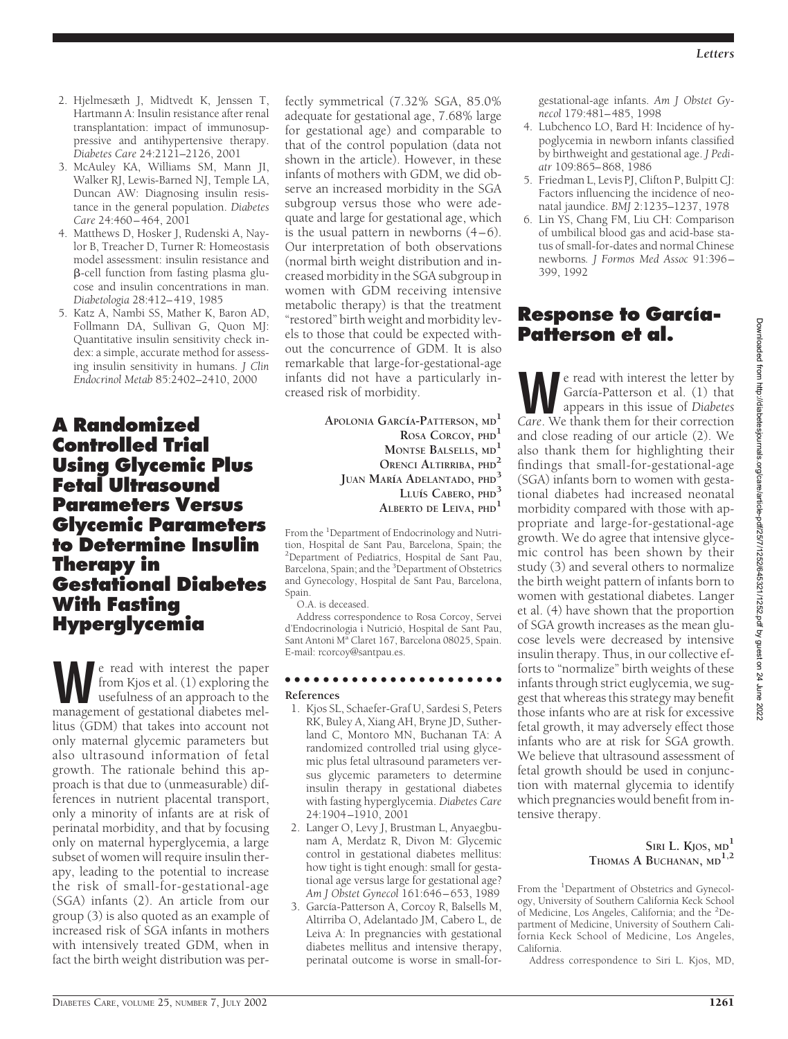2. Hjelmesæth J, Midtvedt K, Jenssen T, Hartmann A: Insulin resistance after renal transplantation: impact of immunosuppressive and antihypertensive therapy. *Diabetes Care* 24:2121–2126, 2001
3. McAuley KA, Williams SM, Mann JI, Walker RJ, Lewis-Barned NJ, Temple LA, Duncan AW: Diagnosing insulin resistance in the general population. *Diabetes Care* 24:460–464, 2001
4. Matthews D, Hosker J, Rudenski A, Naylor B, Treacher D, Turner R: Homeostasis model assessment: insulin resistance and β-cell function from fasting plasma glucose and insulin concentrations in man. *Diabetologia* 28:412–419, 1985
5. Katz A, Nambi SS, Mather K, Baron AD, Follmann DA, Sullivan G, Quon MJ: Quantitative insulin sensitivity check index: a simple, accurate method for assessing insulin sensitivity in humans. *J Clin Endocrinol Metab* 85:2402–2410, 2000

# A Randomized Controlled Trial Using Glycemic Plus Fetal Ultrasound Parameters Versus Glycemic Parameters to Determine Insulin Therapy in Gestational Diabetes With Fasting Hyperglycemia

We read with interest the paper from Kjos et al. (1) exploring the usefulness of an approach to the management of gestational diabetes mellitus (GDM) that takes into account not only maternal glycemic parameters but also ultrasound information of fetal growth. The rationale behind this approach is that due to (unmeasurable) differences in nutrient placental transport, only a minority of infants are at risk of perinatal morbidity, and that by focusing only on maternal hyperglycemia, a large subset of women will require insulin therapy, leading to the potential to increase the risk of small-for-gestational-age (SGA) infants (2). An article from our group (3) is also quoted as an example of increased risk of SGA infants in mothers with intensively treated GDM, when in fact the birth weight distribution was perfectly symmetrical (7.32% SGA, 85.0% adequate for gestational age, 7.68% large for gestational age) and comparable to that of the control population (data not shown in the article). However, in these infants of mothers with GDM, we did observe an increased morbidity in the SGA subgroup versus those who were adequate and large for gestational age, which is the usual pattern in newborns (4–6). Our interpretation of both observations (normal birth weight distribution and increased morbidity in the SGA subgroup in women with GDM receiving intensive metabolic therapy) is that the treatment "restored" birth weight and morbidity levels to those that could be expected without the concurrence of GDM. It is also remarkable that large-for-gestational-age infants did not have a particularly increased risk of morbidity.

**Apolonia García-Patterson, md**[1]
**Rosa Corcoy, phd**[1]
**Montse Balsells, md**[1]
**Orenci Altirriba, phd**[2]
**Juan María Adelantado, phd**[3]
**Lluís Cabero, phd**[3]
**Alberto de Leiva, phd**[1]

From the [1]Department of Endocrinology and Nutrition, Hospital de Sant Pau, Barcelona, Spain; the [2]Department of Pediatrics, Hospital de Sant Pau, Barcelona, Spain; and the [3]Department of Obstetrics and Gynecology, Hospital de Sant Pau, Barcelona, Spain.

O.A. is deceased.

Address correspondence to Rosa Corcoy, Servei d'Endocrinologia i Nutrició, Hospital de Sant Pau, Sant Antoni Mª Claret 167, Barcelona 08025, Spain. E-mail: rcorcoy@santpau.es.

**References**

1. Kjos SL, Schaefer-Graf U, Sardesi S, Peters RK, Buley A, Xiang AH, Bryne JD, Sutherland C, Montoro MN, Buchanan TA: A randomized controlled trial using glycemic plus fetal ultrasound parameters versus glycemic parameters to determine insulin therapy in gestational diabetes with fasting hyperglycemia. *Diabetes Care* 24:1904–1910, 2001
2. Langer O, Levy J, Brustman L, Anyaegbunam A, Merdatz R, Divon M: Glycemic control in gestational diabetes mellitus: how tight is tight enough: small for gestational age versus large for gestational age? *Am J Obstet Gynecol* 161:646–653, 1989
3. García-Patterson A, Corcoy R, Balsells M, Altirriba O, Adelantado JM, Cabero L, de Leiva A: In pregnancies with gestational diabetes mellitus and intensive therapy, perinatal outcome is worse in small-for-gestational-age infants. *Am J Obstet Gynecol* 179:481–485, 1998
4. Lubchenco LO, Bard H: Incidence of hypoglycemia in newborn infants classified by birthweight and gestational age. *J Pediatr* 109:865–868, 1986
5. Friedman L, Levis PJ, Clifton P, Bulpitt CJ: Factors influencing the incidence of neonatal jaundice. *BMJ* 2:1235–1237, 1978
6. Lin YS, Chang FM, Liu CH: Comparison of umbilical blood gas and acid-base status of small-for-dates and normal Chinese newborns. *J Formos Med Assoc* 91:396–399, 1992

# Response to García-Patterson et al.

We read with interest the letter by García-Patterson et al. (1) that appears in this issue of *Diabetes Care*. We thank them for their correction and close reading of our article (2). We also thank them for highlighting their findings that small-for-gestational-age (SGA) infants born to women with gestational diabetes had increased neonatal morbidity compared with those with appropriate and large-for-gestational-age growth. We do agree that intensive glycemic control has been shown by their study (3) and several others to normalize the birth weight pattern of infants born to women with gestational diabetes. Langer et al. (4) have shown that the proportion of SGA growth increases as the mean glucose levels were decreased by intensive insulin therapy. Thus, in our collective efforts to "normalize" birth weights of these infants through strict euglycemia, we suggest that whereas this strategy may benefit those infants who are at risk for excessive fetal growth, it may adversely effect those infants who are at risk for SGA growth. We believe that ultrasound assessment of fetal growth should be used in conjunction with maternal glycemia to identify which pregnancies would benefit from intensive therapy.

**Siri L. Kjos, md**[1]
**Thomas A Buchanan, md**[1,2]

From the [1]Department of Obstetrics and Gynecology, University of Southern California Keck School of Medicine, Los Angeles, California; and the [2]Department of Medicine, University of Southern California Keck School of Medicine, Los Angeles, California.

Address correspondence to Siri L. Kjos, MD,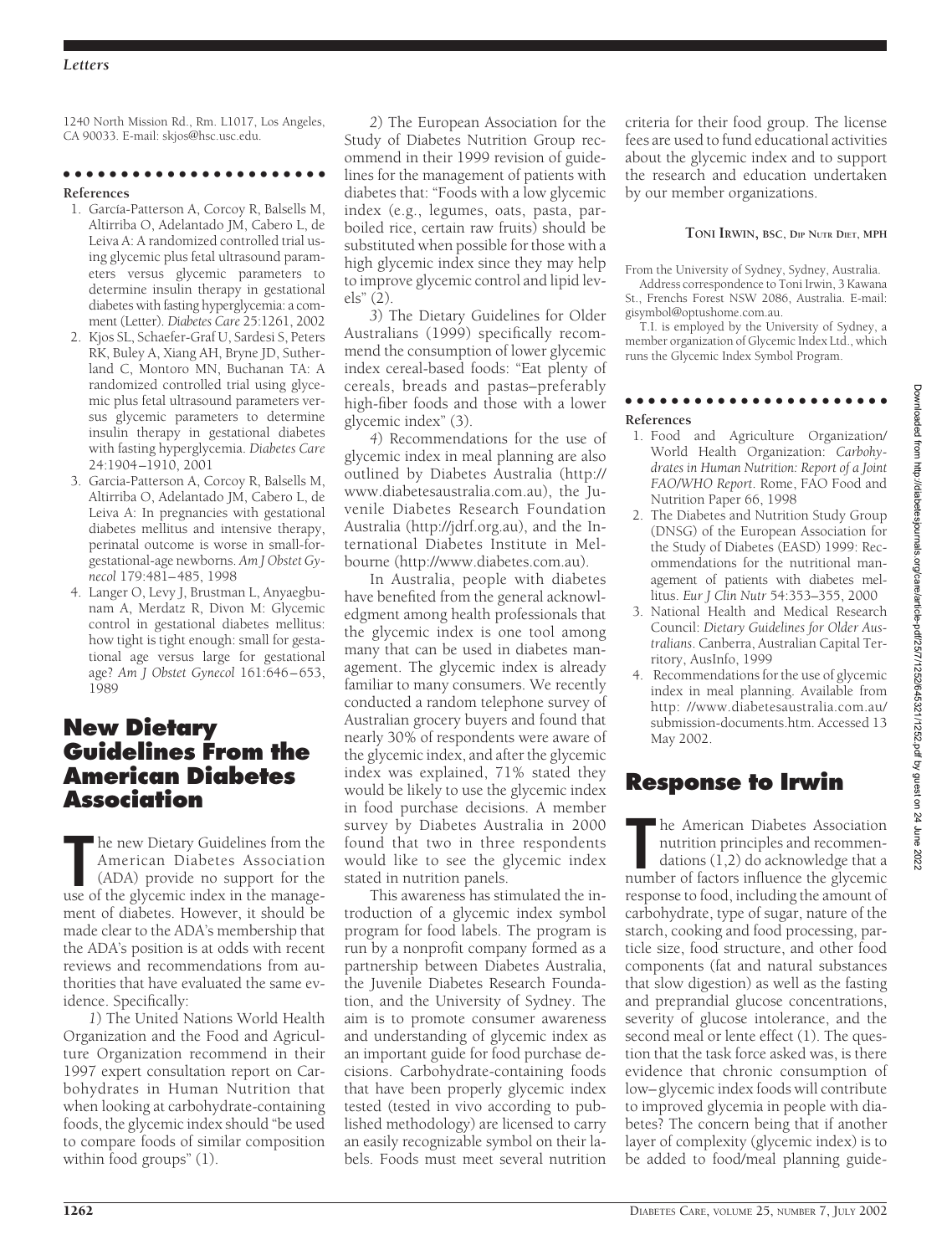1240 North Mission Rd., Rm. L1017, Los Angeles, CA 90033. E-mail: skjos@hsc.usc.edu.

**References**

1. García-Patterson A, Corcoy R, Balsells M, Altirriba O, Adelantado JM, Cabero L, de Leiva A: A randomized controlled trial using glycemic plus fetal ultrasound parameters versus glycemic parameters to determine insulin therapy in gestational diabetes with fasting hyperglycemia: a comment (Letter). *Diabetes Care* 25:1261, 2002
2. Kjos SL, Schaefer-Graf U, Sardesi S, Peters RK, Buley A, Xiang AH, Bryne JD, Sutherland C, Montoro MN, Buchanan TA: A randomized controlled trial using glycemic plus fetal ultrasound parameters versus glycemic parameters to determine insulin therapy in gestational diabetes with fasting hyperglycemia. *Diabetes Care* 24:1904–1910, 2001
3. Garcia-Patterson A, Corcoy R, Balsells M, Altirriba O, Adelantado JM, Cabero L, de Leiva A: In pregnancies with gestational diabetes mellitus and intensive therapy, perinatal outcome is worse in small-for-gestational-age newborns. *Am J Obstet Gynecol* 179:481–485, 1998
4. Langer O, Levy J, Brustman L, Anyaegbunam A, Merdatz R, Divon M: Glycemic control in gestational diabetes mellitus: how tight is tight enough: small for gestational age versus large for gestational age? *Am J Obstet Gynecol* 161:646–653, 1989

# New Dietary Guidelines From the American Diabetes Association

The new Dietary Guidelines from the American Diabetes Association (ADA) provide no support for the use of the glycemic index in the management of diabetes. However, it should be made clear to the ADA's membership that the ADA's position is at odds with recent reviews and recommendations from authorities that have evaluated the same evidence. Specifically:

*1*) The United Nations World Health Organization and the Food and Agriculture Organization recommend in their 1997 expert consultation report on Carbohydrates in Human Nutrition that when looking at carbohydrate-containing foods, the glycemic index should "be used to compare foods of similar composition within food groups" (1).

*2*) The European Association for the Study of Diabetes Nutrition Group recommend in their 1999 revision of guidelines for the management of patients with diabetes that: "Foods with a low glycemic index (e.g., legumes, oats, pasta, parboiled rice, certain raw fruits) should be substituted when possible for those with a high glycemic index since they may help to improve glycemic control and lipid levels" (2).

*3*) The Dietary Guidelines for Older Australians (1999) specifically recommend the consumption of lower glycemic index cereal-based foods: "Eat plenty of cereals, breads and pastas–preferably high-fiber foods and those with a lower glycemic index" (3).

*4*) Recommendations for the use of glycemic index in meal planning are also outlined by Diabetes Australia (http://www.diabetesaustralia.com.au), the Juvenile Diabetes Research Foundation Australia (http://jdrf.org.au), and the International Diabetes Institute in Melbourne (http://www.diabetes.com.au).

In Australia, people with diabetes have benefited from the general acknowledgment among health professionals that the glycemic index is one tool among many that can be used in diabetes management. The glycemic index is already familiar to many consumers. We recently conducted a random telephone survey of Australian grocery buyers and found that nearly 30% of respondents were aware of the glycemic index, and after the glycemic index was explained, 71% stated they would be likely to use the glycemic index in food purchase decisions. A member survey by Diabetes Australia in 2000 found that two in three respondents would like to see the glycemic index stated in nutrition panels.

This awareness has stimulated the introduction of a glycemic index symbol program for food labels. The program is run by a nonprofit company formed as a partnership between Diabetes Australia, the Juvenile Diabetes Research Foundation, and the University of Sydney. The aim is to promote consumer awareness and understanding of glycemic index as an important guide for food purchase decisions. Carbohydrate-containing foods that have been properly glycemic index tested (tested in vivo according to published methodology) are licensed to carry an easily recognizable symbol on their labels. Foods must meet several nutrition criteria for their food group. The license fees are used to fund educational activities about the glycemic index and to support the research and education undertaken by our member organizations.

**TONI IRWIN, BSC, DIP NUTR DIET, MPH**

From the University of Sydney, Sydney, Australia.

Address correspondence to Toni Irwin, 3 Kawana St., Frenchs Forest NSW 2086, Australia. E-mail: gisymbol@optushome.com.au.

T.I. is employed by the University of Sydney, a member organization of Glycemic Index Ltd., which runs the Glycemic Index Symbol Program.

**References**

1. Food and Agriculture Organization/World Health Organization: *Carbohydrates in Human Nutrition: Report of a Joint FAO/WHO Report*. Rome, FAO Food and Nutrition Paper 66, 1998
2. The Diabetes and Nutrition Study Group (DNSG) of the European Association for the Study of Diabetes (EASD) 1999: Recommendations for the nutritional management of patients with diabetes mellitus. *Eur J Clin Nutr* 54:353–355, 2000
3. National Health and Medical Research Council: *Dietary Guidelines for Older Australians*. Canberra, Australian Capital Territory, AusInfo, 1999
4. Recommendations for the use of glycemic index in meal planning. Available from http: //www.diabetesaustralia.com.au/submission-documents.htm. Accessed 13 May 2002.

# Response to Irwin

The American Diabetes Association nutrition principles and recommendations (1,2) do acknowledge that a number of factors influence the glycemic response to food, including the amount of carbohydrate, type of sugar, nature of the starch, cooking and food processing, particle size, food structure, and other food components (fat and natural substances that slow digestion) as well as the fasting and preprandial glucose concentrations, severity of glucose intolerance, and the second meal or lente effect (1). The question that the task force asked was, is there evidence that chronic consumption of low–glycemic index foods will contribute to improved glycemia in people with diabetes? The concern being that if another layer of complexity (glycemic index) is to be added to food/meal planning guide-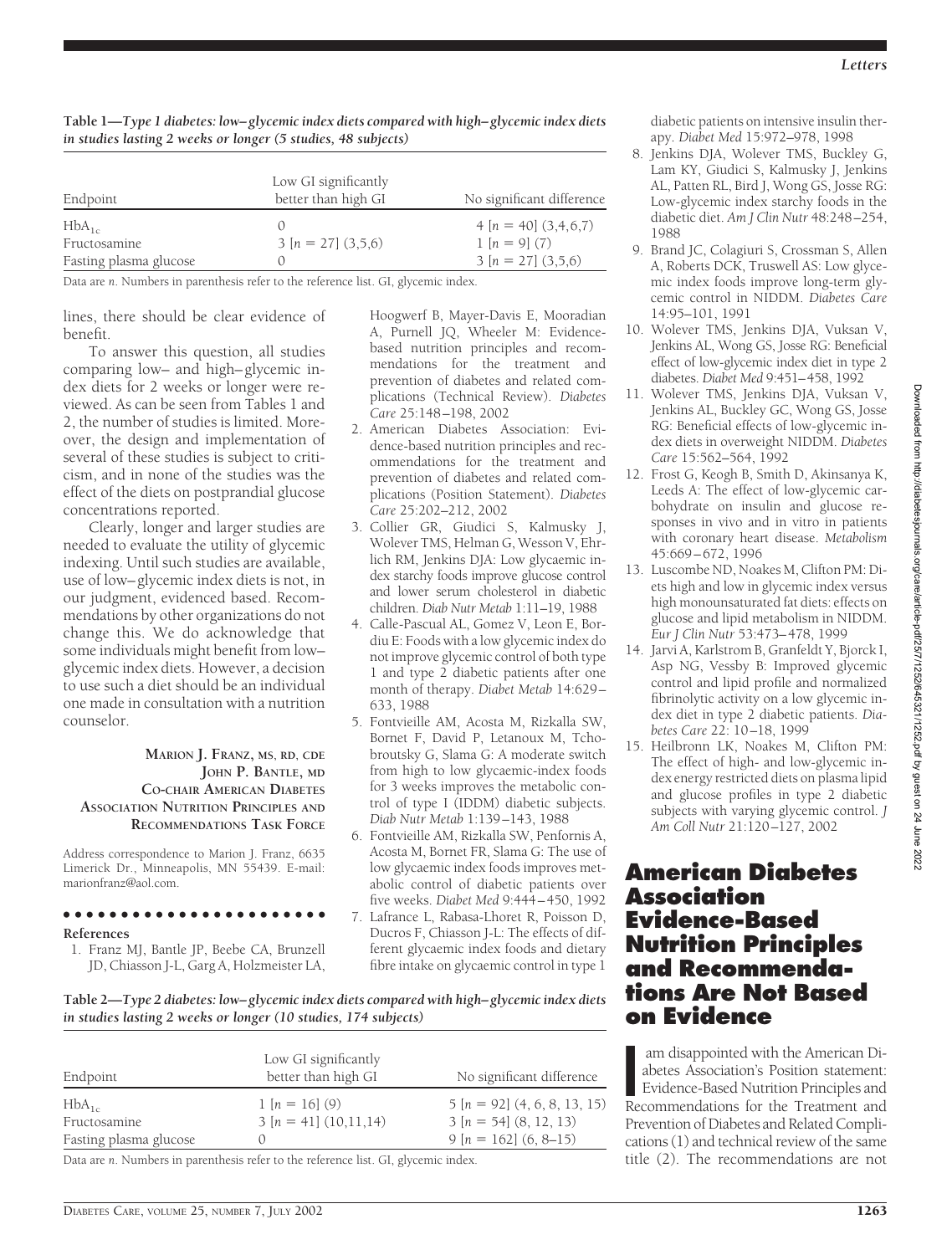**Table 1—*Type 1 diabetes: low–glycemic index diets compared with high–glycemic index diets in studies lasting 2 weeks or longer (5 studies, 48 subjects)***

| Endpoint | Low GI significantly better than high GI | No significant difference |
|---|---|---|
| $HbA_{1c}$ | 0 | 4 [*n* = 40] (3,4,6,7) |
| Fructosamine | 3 [*n* = 27] (3,5,6) | 1 [*n* = 9] (7) |
| Fasting plasma glucose | 0 | 3 [*n* = 27] (3,5,6) |

Data are *n*. Numbers in parenthesis refer to the reference list. GI, glycemic index.

lines, there should be clear evidence of benefit.

To answer this question, all studies comparing low– and high–glycemic index diets for 2 weeks or longer were reviewed. As can be seen from Tables 1 and 2, the number of studies is limited. Moreover, the design and implementation of several of these studies is subject to criticism, and in none of the studies was the effect of the diets on postprandial glucose concentrations reported.

Clearly, longer and larger studies are needed to evaluate the utility of glycemic indexing. Until such studies are available, use of low–glycemic index diets is not, in our judgment, evidenced based. Recommendations by other organizations do not change this. We do acknowledge that some individuals might benefit from low–glycemic index diets. However, a decision to use such a diet should be an individual one made in consultation with a nutrition counselor.

**MARION J. FRANZ, MS, RD, CDE**
**JOHN P. BANTLE, MD**
**CO-CHAIR AMERICAN DIABETES ASSOCIATION NUTRITION PRINCIPLES AND RECOMMENDATIONS TASK FORCE**

Address correspondence to Marion J. Franz, 6635 Limerick Dr., Minneapolis, MN 55439. E-mail: marionfranz@aol.com.

**References**

1. Franz MJ, Bantle JP, Beebe CA, Brunzell JD, Chiasson J-L, Garg A, Holzmeister LA, Hoogwerf B, Mayer-Davis E, Mooradian A, Purnell JQ, Wheeler M: Evidence-based nutrition principles and recommendations for the treatment and prevention of diabetes and related complications (Technical Review). *Diabetes Care* 25:148–198, 2002
2. American Diabetes Association: Evidence-based nutrition principles and recommendations for the treatment and prevention of diabetes and related complications (Position Statement). *Diabetes Care* 25:202–212, 2002
3. Collier GR, Giudici S, Kalmusky J, Wolever TMS, Helman G, Wesson V, Ehrlich RM, Jenkins DJA: Low glycaemic index starchy foods improve glucose control and lower serum cholesterol in diabetic children. *Diab Nutr Metab* 1:11–19, 1988
4. Calle-Pascual AL, Gomez V, Leon E, Bordiu E: Foods with a low glycemic index do not improve glycemic control of both type 1 and type 2 diabetic patients after one month of therapy. *Diabet Metab* 14:629–633, 1988
5. Fontvieille AM, Acosta M, Rizkalla SW, Bornet F, David P, Letanoux M, Tchobroutsky G, Slama G: A moderate switch from high to low glycaemic-index foods for 3 weeks improves the metabolic control of type I (IDDM) diabetic subjects. *Diab Nutr Metab* 1:139–143, 1988
6. Fontvieille AM, Rizkalla SW, Penfornis A, Acosta M, Bornet FR, Slama G: The use of low glycaemic index foods improves metabolic control of diabetic patients over five weeks. *Diabet Med* 9:444–450, 1992
7. Lafrance L, Rabasa-Lhoret R, Poisson D, Ducros F, Chiasson J-L: The effects of different glycaemic index foods and dietary fibre intake on glycaemic control in type 1 diabetic patients on intensive insulin therapy. *Diabet Med* 15:972–978, 1998
8. Jenkins DJA, Wolever TMS, Buckley G, Lam KY, Giudici S, Kalmusky J, Jenkins AL, Patten RL, Bird J, Wong GS, Josse RG: Low-glycemic index starchy foods in the diabetic diet. *Am J Clin Nutr* 48:248–254, 1988
9. Brand JC, Colagiuri S, Crossman S, Allen A, Roberts DCK, Truswell AS: Low glycemic index foods improve long-term glycemic control in NIDDM. *Diabetes Care* 14:95–101, 1991
10. Wolever TMS, Jenkins DJA, Vuksan V, Jenkins AL, Wong GS, Josse RG: Beneficial effect of low-glycemic index diet in type 2 diabetes. *Diabet Med* 9:451–458, 1992
11. Wolever TMS, Jenkins DJA, Vuksan V, Jenkins AL, Buckley GC, Wong GS, Josse RG: Beneficial effects of low-glycemic index diets in overweight NIDDM. *Diabetes Care* 15:562–564, 1992
12. Frost G, Keogh B, Smith D, Akinsanya K, Leeds A: The effect of low-glycemic carbohydrate on insulin and glucose responses in vivo and in vitro in patients with coronary heart disease. *Metabolism* 45:669–672, 1996
13. Luscombe ND, Noakes M, Clifton PM: Diets high and low in glycemic index versus high monounsaturated fat diets: effects on glucose and lipid metabolism in NIDDM. *Eur J Clin Nutr* 53:473–478, 1999
14. Jarvi A, Karlstrom B, Granfeldt Y, Bjorck I, Asp NG, Vessby B: Improved glycemic control and lipid profile and normalized fibrinolytic activity on a low glycemic index diet in type 2 diabetic patients. *Diabetes Care* 22: 10–18, 1999
15. Heilbronn LK, Noakes M, Clifton PM: The effect of high- and low-glycemic index energy restricted diets on plasma lipid and glucose profiles in type 2 diabetic subjects with varying glycemic control. *J Am Coll Nutr* 21:120–127, 2002

**Table 2—*Type 2 diabetes: low–glycemic index diets compared with high–glycemic index diets in studies lasting 2 weeks or longer (10 studies, 174 subjects)***

| Endpoint | Low GI significantly better than high GI | No significant difference |
|---|---|---|
| $HbA_{1c}$ | 1 [*n* = 16] (9) | 5 [*n* = 92] (4, 6, 8, 13, 15) |
| Fructosamine | 3 [*n* = 41] (10,11,14) | 3 [*n* = 54] (8, 12, 13) |
| Fasting plasma glucose | 0 | 9 [*n* = 162] (6, 8–15) |

Data are *n*. Numbers in parenthesis refer to the reference list. GI, glycemic index.

# American Diabetes Association Evidence-Based Nutrition Principles and Recommendations Are Not Based on Evidence

I am disappointed with the American Diabetes Association's Position statement: Evidence-Based Nutrition Principles and Recommendations for the Treatment and Prevention of Diabetes and Related Complications (1) and technical review of the same title (2). The recommendations are not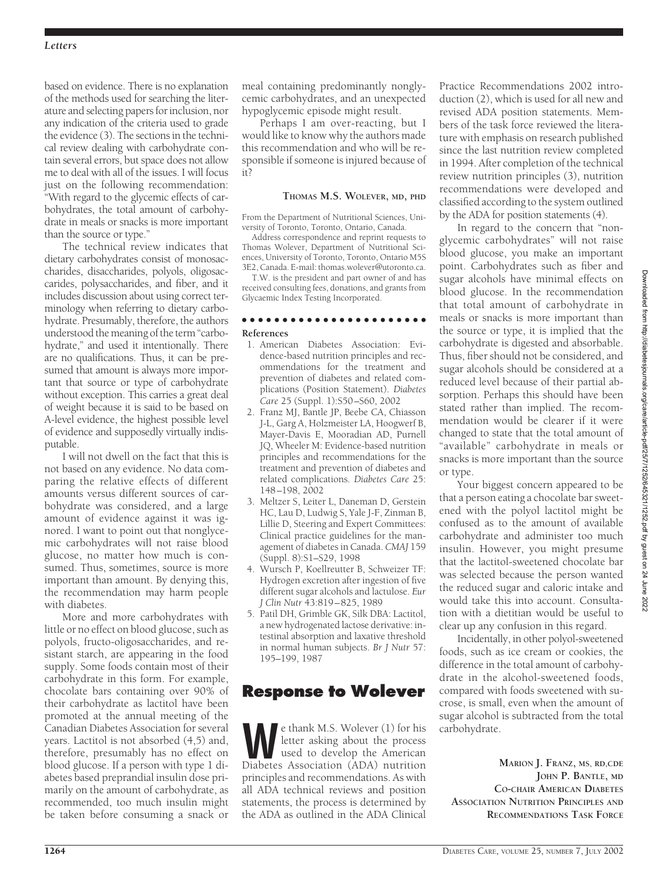based on evidence. There is no explanation of the methods used for searching the literature and selecting papers for inclusion, nor any indication of the criteria used to grade the evidence (3). The sections in the technical review dealing with carbohydrate contain several errors, but space does not allow me to deal with all of the issues. I will focus just on the following recommendation: "With regard to the glycemic effects of carbohydrates, the total amount of carbohydrate in meals or snacks is more important than the source or type."

The technical review indicates that dietary carbohydrates consist of monosaccharides, disaccharides, polyols, oligosaccarides, polysaccharides, and fiber, and it includes discussion about using correct terminology when referring to dietary carbohydrate. Presumably, therefore, the authors understood the meaning of the term "carbohydrate," and used it intentionally. There are no qualifications. Thus, it can be presumed that amount is always more important that source or type of carbohydrate without exception. This carries a great deal of weight because it is said to be based on A-level evidence, the highest possible level of evidence and supposedly virtually indisputable.

I will not dwell on the fact that this is not based on any evidence. No data comparing the relative effects of different amounts versus different sources of carbohydrate was considered, and a large amount of evidence against it was ignored. I want to point out that nonglycemic carbohydrates will not raise blood glucose, no matter how much is consumed. Thus, sometimes, source is more important than amount. By denying this, the recommendation may harm people with diabetes.

More and more carbohydrates with little or no effect on blood glucose, such as polyols, fructo-oligosaccharides, and resistant starch, are appearing in the food supply. Some foods contain most of their carbohydrate in this form. For example, chocolate bars containing over 90% of their carbohydrate as lactitol have been promoted at the annual meeting of the Canadian Diabetes Association for several years. Lactitol is not absorbed (4,5) and, therefore, presumably has no effect on blood glucose. If a person with type 1 diabetes based preprandial insulin dose primarily on the amount of carbohydrate, as recommended, too much insulin might be taken before consuming a snack or meal containing predominantly nonglycemic carbohydrates, and an unexpected hypoglycemic episode might result.

Perhaps I am over-reacting, but I would like to know why the authors made this recommendation and who will be responsible if someone is injured because of it?

**THOMAS M.S. WOLEVER, MD, PHD**

From the Department of Nutritional Sciences, University of Toronto, Toronto, Ontario, Canada.

Address correspondence and reprint requests to Thomas Wolever, Department of Nutritional Sciences, University of Toronto, Toronto, Ontario M5S 3E2, Canada. E-mail: thomas.wolever@utoronto.ca.

T.W. is the president and part owner of and has received consulting fees, donations, and grants from Glycaemic Index Testing Incorporated.

**References**

1. American Diabetes Association: Evidence-based nutrition principles and recommendations for the treatment and prevention of diabetes and related complications (Position Statement). *Diabetes Care* 25 (Suppl. 1):S50–S60, 2002
2. Franz MJ, Bantle JP, Beebe CA, Chiasson J-L, Garg A, Holzmeister LA, Hoogwerf B, Mayer-Davis E, Mooradian AD, Purnell JQ, Wheeler M: Evidence-based nutrition principles and recommendations for the treatment and prevention of diabetes and related complications. *Diabetes Care* 25: 148–198, 2002
3. Meltzer S, Leiter L, Daneman D, Gerstein HC, Lau D, Ludwig S, Yale J-F, Zinman B, Lillie D, Steering and Expert Committees: Clinical practice guidelines for the management of diabetes in Canada. *CMAJ* 159 (Suppl. 8):S1–S29, 1998
4. Wursch P, Koellreutter B, Schweizer TF: Hydrogen excretion after ingestion of five different sugar alcohols and lactulose. *Eur J Clin Nutr* 43:819–825, 1989
5. Patil DH, Grimble GK, Silk DBA: Lactitol, a new hydrogenated lactose derivative: intestinal absorption and laxative threshold in normal human subjects. *Br J Nutr* 57: 195–199, 1987

## Response to Wolever

We thank M.S. Wolever (1) for his letter asking about the process used to develop the American Diabetes Association (ADA) nutrition principles and recommendations. As with all ADA technical reviews and position statements, the process is determined by the ADA as outlined in the ADA Clinical Practice Recommendations 2002 introduction (2), which is used for all new and revised ADA position statements. Members of the task force reviewed the literature with emphasis on research published since the last nutrition review completed in 1994. After completion of the technical review nutrition principles (3), nutrition recommendations were developed and classified according to the system outlined by the ADA for position statements (4).

In regard to the concern that "nonglycemic carbohydrates" will not raise blood glucose, you make an important point. Carbohydrates such as fiber and sugar alcohols have minimal effects on blood glucose. In the recommendation that total amount of carbohydrate in meals or snacks is more important than the source or type, it is implied that the carbohydrate is digested and absorbable. Thus, fiber should not be considered, and sugar alcohols should be considered at a reduced level because of their partial absorption. Perhaps this should have been stated rather than implied. The recommendation would be clearer if it were changed to state that the total amount of "available" carbohydrate in meals or snacks is more important than the source or type.

Your biggest concern appeared to be that a person eating a chocolate bar sweetened with the polyol lactitol might be confused as to the amount of available carbohydrate and administer too much insulin. However, you might presume that the lactitol-sweetened chocolate bar was selected because the person wanted the reduced sugar and caloric intake and would take this into account. Consultation with a dietitian would be useful to clear up any confusion in this regard.

Incidentally, in other polyol-sweetened foods, such as ice cream or cookies, the difference in the total amount of carbohydrate in the alcohol-sweetened foods, compared with foods sweetened with sucrose, is small, even when the amount of sugar alcohol is subtracted from the total carbohydrate.

**MARION J. FRANZ, MS, RD,CDE**
**JOHN P. BANTLE, MD**
**CO-CHAIR AMERICAN DIABETES ASSOCIATION NUTRITION PRINCIPLES AND RECOMMENDATIONS TASK FORCE**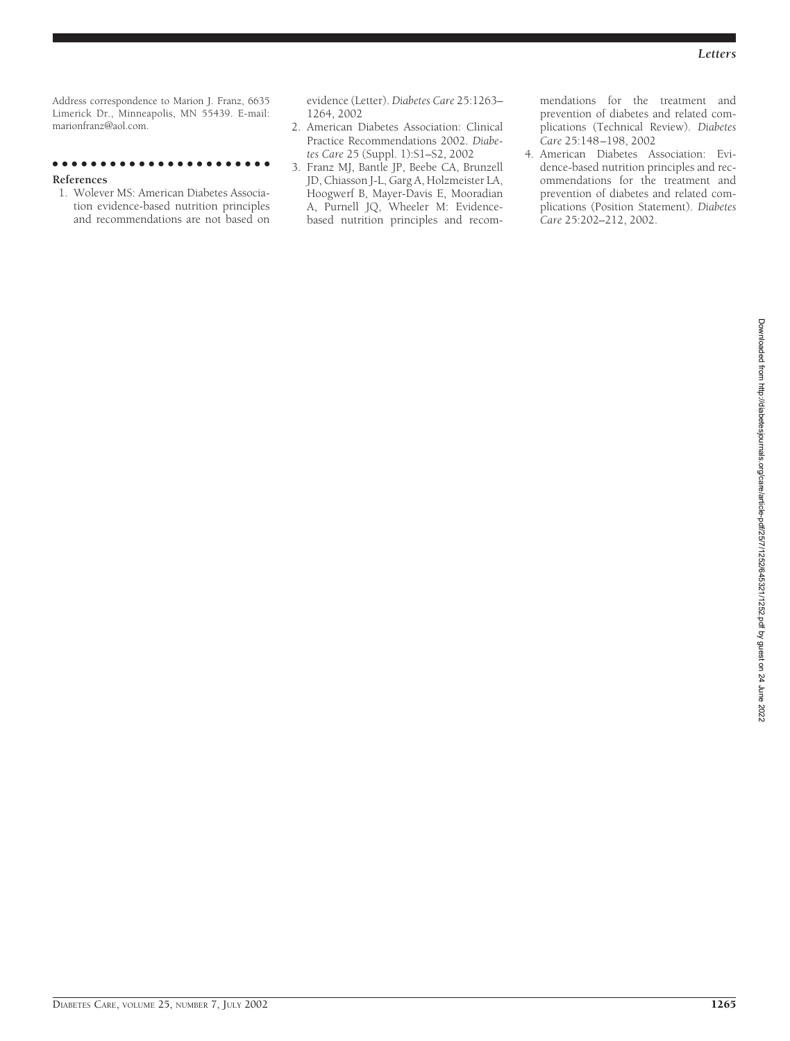Address correspondence to Marion J. Franz, 6635 Limerick Dr., Minneapolis, MN 55439. E-mail: marionfranz@aol.com.

## References

1. Wolever MS: American Diabetes Association evidence-based nutrition principles and recommendations are not based on evidence (Letter). *Diabetes Care* 25:1263–1264, 2002
2. American Diabetes Association: Clinical Practice Recommendations 2002. *Diabetes Care* 25 (Suppl. 1):S1–S2, 2002
3. Franz MJ, Bantle JP, Beebe CA, Brunzell JD, Chiasson J-L, Garg A, Holzmeister LA, Hoogwerf B, Mayer-Davis E, Mooradian A, Purnell JQ, Wheeler M: Evidence-based nutrition principles and recommendations for the treatment and prevention of diabetes and related complications (Technical Review). *Diabetes Care* 25:148–198, 2002
4. American Diabetes Association: Evidence-based nutrition principles and recommendations for the treatment and prevention of diabetes and related complications (Position Statement). *Diabetes Care* 25:202–212, 2002.